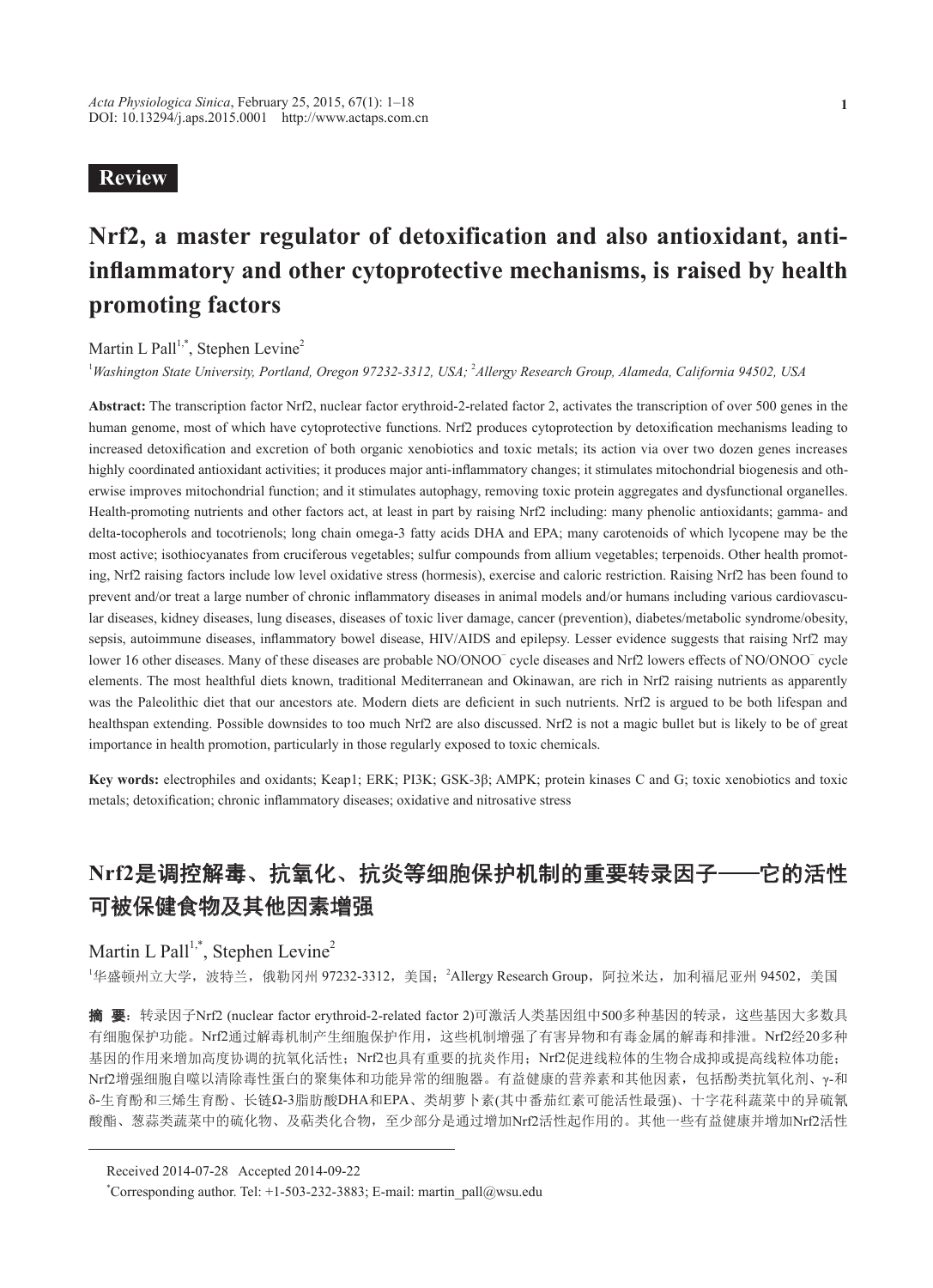**Review**

# Nrf2, a master regulator of detoxification and also antioxidant, anti-inflammatory and other cytoprotective mechanisms, is raised by health promoting factors

Martin L Pall[1,*], Stephen Levine[2]

[1]*Washington State University, Portland, Oregon 97232-3312, USA;* [2]*Allergy Research Group, Alameda, California 94502, USA*

**Abstract:** The transcription factor Nrf2, nuclear factor erythroid-2-related factor 2, activates the transcription of over 500 genes in the human genome, most of which have cytoprotective functions. Nrf2 produces cytoprotection by detoxification mechanisms leading to increased detoxification and excretion of both organic xenobiotics and toxic metals; its action via over two dozen genes increases highly coordinated antioxidant activities; it produces major anti-inflammatory changes; it stimulates mitochondrial biogenesis and otherwise improves mitochondrial function; and it stimulates autophagy, removing toxic protein aggregates and dysfunctional organelles. Health-promoting nutrients and other factors act, at least in part by raising Nrf2 including: many phenolic antioxidants; gamma- and delta-tocopherols and tocotrienols; long chain omega-3 fatty acids DHA and EPA; many carotenoids of which lycopene may be the most active; isothiocyanates from cruciferous vegetables; sulfur compounds from allium vegetables; terpenoids. Other health promoting, Nrf2 raising factors include low level oxidative stress (hormesis), exercise and caloric restriction. Raising Nrf2 has been found to prevent and/or treat a large number of chronic inflammatory diseases in animal models and/or humans including various cardiovascular diseases, kidney diseases, lung diseases, diseases of toxic liver damage, cancer (prevention), diabetes/metabolic syndrome/obesity, sepsis, autoimmune diseases, inflammatory bowel disease, HIV/AIDS and epilepsy. Lesser evidence suggests that raising Nrf2 may lower 16 other diseases. Many of these diseases are probable NO/ONOO$^-$ cycle diseases and Nrf2 lowers effects of NO/ONOO$^-$ cycle elements. The most healthful diets known, traditional Mediterranean and Okinawan, are rich in Nrf2 raising nutrients as apparently was the Paleolithic diet that our ancestors ate. Modern diets are deficient in such nutrients. Nrf2 is argued to be both lifespan and healthspan extending. Possible downsides to too much Nrf2 are also discussed. Nrf2 is not a magic bullet but is likely to be of great importance in health promotion, particularly in those regularly exposed to toxic chemicals.

**Key words:** electrophiles and oxidants; Keap1; ERK; PI3K; GSK-3β; AMPK; protein kinases C and G; toxic xenobiotics and toxic metals; detoxification; chronic inflammatory diseases; oxidative and nitrosative stress

# Nrf2是调控解毒、抗氧化、抗炎等细胞保护机制的重要转录因子——它的活性可被保健食物及其他因素增强

Martin L Pall[1,*], Stephen Levine[2]

[1]华盛顿州立大学，波特兰，俄勒冈州 97232-3312，美国；[2]Allergy Research Group，阿拉米达，加利福尼亚州 94502，美国

**摘　要：**转录因子Nrf2 (nuclear factor erythroid-2-related factor 2)可激活人类基因组中500多种基因的转录，这些基因大多数具有细胞保护功能。Nrf2通过解毒机制产生细胞保护作用，这些机制增强了有害异物和有毒金属的解毒和排泄。Nrf2经20多种基因的作用来增加高度协调的抗氧化活性；Nrf2也具有重要的抗炎作用；Nrf2促进线粒体的生物合成抑或提高线粒体功能；Nrf2增强细胞自噬以清除毒性蛋白的聚集体和功能异常的细胞器。有益健康的营养素和其他因素，包括酚类抗氧化剂、γ-和δ-生育酚和三烯生育酚、长链Ω-3脂肪酸DHA和EPA、类胡萝卜素(其中番茄红素可能活性最强)、十字花科蔬菜中的异硫氰酸酯、葱蒜类蔬菜中的硫化物、及萜类化合物，至少部分是通过增加Nrf2活性起作用的。其他一些有益健康并增加Nrf2活性

---

Received 2014-07-28　Accepted 2014-09-22

[*]Corresponding author. Tel: +1-503-232-3883; E-mail: martin_pall@wsu.edu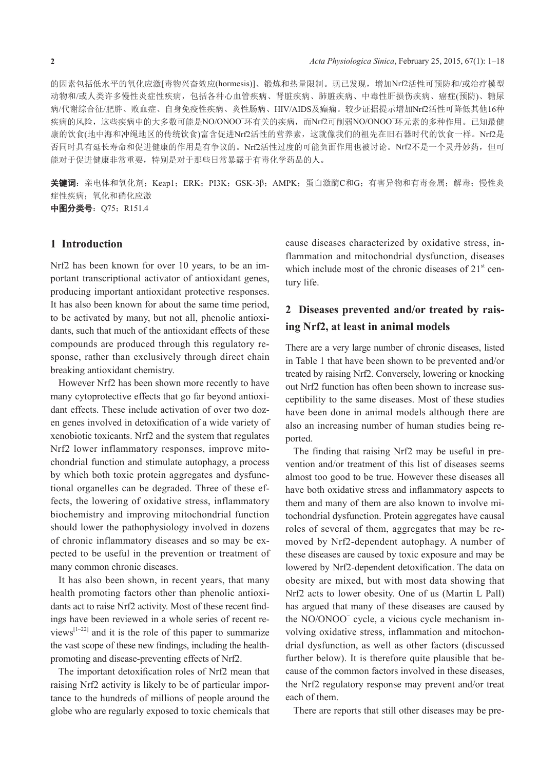的因素包括低水平的氧化应激[毒物兴奋效应(hormesis)]、锻炼和热量限制。现已发现，增加Nrf2活性可预防和/或治疗模型动物和/或人类许多慢性炎症性疾病，包括各种心血管疾病、肾脏疾病、肺脏疾病、中毒性肝损伤疾病、癌症(预防)、糖尿病/代谢综合征/肥胖、败血症、自身免疫性疾病、炎性肠病、HIV/AIDS及癫痫。较少证据提示增加Nrf2活性可降低其他16种疾病的风险，这些疾病中的大多数可能是NO/ONOO⁻环有关的疾病，而Nrf2可削弱NO/ONOO⁻环元素的多种作用。已知最健康的饮食(地中海和冲绳地区的传统饮食)富含促进Nrf2活性的营养素，这就像我们的祖先在旧石器时代的饮食一样。Nrf2是否同时具有延长寿命和促进健康的作用是有争议的。Nrf2活性过度的可能负面作用也被讨论。Nrf2不是一个灵丹妙药，但可能对于促进健康非常重要，特别是对于那些日常暴露于有毒化学药品的人。

**关键词**：亲电体和氧化剂；Keap1；ERK；PI3K；GSK-3β；AMPK；蛋白激酶C和G；有害异物和有毒金属；解毒；慢性炎症性疾病；氧化和硝化应激

**中图分类号**：Q75；R151.4

## 1 Introduction

Nrf2 has been known for over 10 years, to be an important transcriptional activator of antioxidant genes, producing important antioxidant protective responses. It has also been known for about the same time period, to be activated by many, but not all, phenolic antioxidants, such that much of the antioxidant effects of these compounds are produced through this regulatory response, rather than exclusively through direct chain breaking antioxidant chemistry.

However Nrf2 has been shown more recently to have many cytoprotective effects that go far beyond antioxidant effects. These include activation of over two dozen genes involved in detoxification of a wide variety of xenobiotic toxicants. Nrf2 and the system that regulates Nrf2 lower inflammatory responses, improve mitochondrial function and stimulate autophagy, a process by which both toxic protein aggregates and dysfunctional organelles can be degraded. Three of these effects, the lowering of oxidative stress, inflammatory biochemistry and improving mitochondrial function should lower the pathophysiology involved in dozens of chronic inflammatory diseases and so may be expected to be useful in the prevention or treatment of many common chronic diseases.

It has also been shown, in recent years, that many health promoting factors other than phenolic antioxidants act to raise Nrf2 activity. Most of these recent findings have been reviewed in a whole series of recent reviews[1–22] and it is the role of this paper to summarize the vast scope of these new findings, including the health-promoting and disease-preventing effects of Nrf2.

The important detoxification roles of Nrf2 mean that raising Nrf2 activity is likely to be of particular importance to the hundreds of millions of people around the globe who are regularly exposed to toxic chemicals that cause diseases characterized by oxidative stress, inflammation and mitochondrial dysfunction, diseases which include most of the chronic diseases of 21st century life.

## 2 Diseases prevented and/or treated by raising Nrf2, at least in animal models

There are a very large number of chronic diseases, listed in Table 1 that have been shown to be prevented and/or treated by raising Nrf2. Conversely, lowering or knocking out Nrf2 function has often been shown to increase susceptibility to the same diseases. Most of these studies have been done in animal models although there are also an increasing number of human studies being reported.

The finding that raising Nrf2 may be useful in prevention and/or treatment of this list of diseases seems almost too good to be true. However these diseases all have both oxidative stress and inflammatory aspects to them and many of them are also known to involve mitochondrial dysfunction. Protein aggregates have causal roles of several of them, aggregates that may be removed by Nrf2-dependent autophagy. A number of these diseases are caused by toxic exposure and may be lowered by Nrf2-dependent detoxification. The data on obesity are mixed, but with most data showing that Nrf2 acts to lower obesity. One of us (Martin L Pall) has argued that many of these diseases are caused by the NO/ONOO⁻ cycle, a vicious cycle mechanism involving oxidative stress, inflammation and mitochondrial dysfunction, as well as other factors (discussed further below). It is therefore quite plausible that because of the common factors involved in these diseases, the Nrf2 regulatory response may prevent and/or treat each of them.

There are reports that still other diseases may be pre-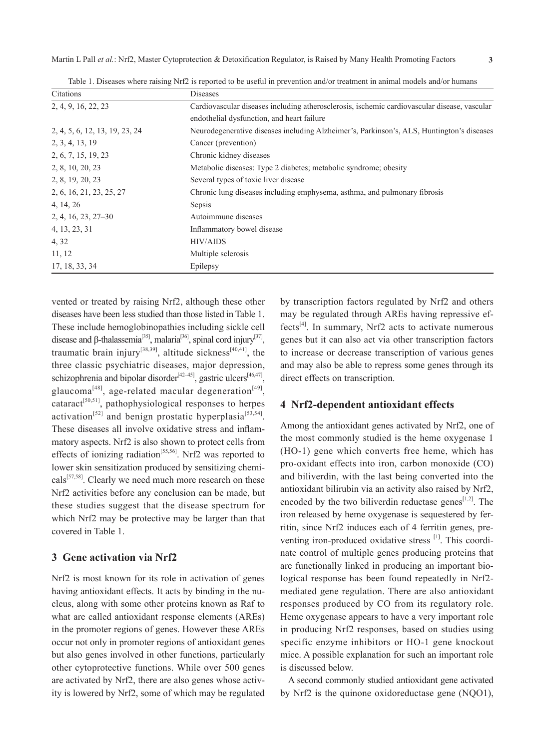Table 1. Diseases where raising Nrf2 is reported to be useful in prevention and/or treatment in animal models and/or humans

| Citations | Diseases |
|---|---|
| 2, 4, 9, 16, 22, 23 | Cardiovascular diseases including atherosclerosis, ischemic cardiovascular disease, vascular endothelial dysfunction, and heart failure |
| 2, 4, 5, 6, 12, 13, 19, 23, 24 | Neurodegenerative diseases including Alzheimer's, Parkinson's, ALS, Huntington's diseases |
| 2, 3, 4, 13, 19 | Cancer (prevention) |
| 2, 6, 7, 15, 19, 23 | Chronic kidney diseases |
| 2, 8, 10, 20, 23 | Metabolic diseases: Type 2 diabetes; metabolic syndrome; obesity |
| 2, 8, 19, 20, 23 | Several types of toxic liver disease |
| 2, 6, 16, 21, 23, 25, 27 | Chronic lung diseases including emphysema, asthma, and pulmonary fibrosis |
| 4, 14, 26 | Sepsis |
| 2, 4, 16, 23, 27–30 | Autoimmune diseases |
| 4, 13, 23, 31 | Inflammatory bowel disease |
| 4, 32 | HIV/AIDS |
| 11, 12 | Multiple sclerosis |
| 17, 18, 33, 34 | Epilepsy |

vented or treated by raising Nrf2, although these other diseases have been less studied than those listed in Table 1. These include hemoglobinopathies including sickle cell disease and β-thalassemia[35], malaria[36], spinal cord injury[37], traumatic brain injury[38,39], altitude sickness[40,41], the three classic psychiatric diseases, major depression, schizophrenia and bipolar disorder[42–45], gastric ulcers[46,47], glaucoma[48], age-related macular degeneration[49], cataract[50,51], pathophysiological responses to herpes activation[52] and benign prostatic hyperplasia[53,54]. These diseases all involve oxidative stress and inflammatory aspects. Nrf2 is also shown to protect cells from effects of ionizing radiation[55,56]. Nrf2 was reported to lower skin sensitization produced by sensitizing chemicals[57,58]. Clearly we need much more research on these Nrf2 activities before any conclusion can be made, but these studies suggest that the disease spectrum for which Nrf2 may be protective may be larger than that covered in Table 1.

## 3 Gene activation via Nrf2

Nrf2 is most known for its role in activation of genes having antioxidant effects. It acts by binding in the nucleus, along with some other proteins known as Raf to what are called antioxidant response elements (AREs) in the promoter regions of genes. However these AREs occur not only in promoter regions of antioxidant genes but also genes involved in other functions, particularly other cytoprotective functions. While over 500 genes are activated by Nrf2, there are also genes whose activity is lowered by Nrf2, some of which may be regulated by transcription factors regulated by Nrf2 and others may be regulated through AREs having repressive effects[4]. In summary, Nrf2 acts to activate numerous genes but it can also act via other transcription factors to increase or decrease transcription of various genes and may also be able to repress some genes through its direct effects on transcription.

## 4 Nrf2-dependent antioxidant effects

Among the antioxidant genes activated by Nrf2, one of the most commonly studied is the heme oxygenase 1 (HO-1) gene which converts free heme, which has pro-oxidant effects into iron, carbon monoxide (CO) and biliverdin, with the last being converted into the antioxidant bilirubin via an activity also raised by Nrf2, encoded by the two biliverdin reductase genes[1,2]. The iron released by heme oxygenase is sequestered by ferritin, since Nrf2 induces each of 4 ferritin genes, preventing iron-produced oxidative stress [1]. This coordinate control of multiple genes producing proteins that are functionally linked in producing an important biological response has been found repeatedly in Nrf2-mediated gene regulation. There are also antioxidant responses produced by CO from its regulatory role. Heme oxygenase appears to have a very important role in producing Nrf2 responses, based on studies using specific enzyme inhibitors or HO-1 gene knockout mice. A possible explanation for such an important role is discussed below.

A second commonly studied antioxidant gene activated by Nrf2 is the quinone oxidoreductase gene (NQO1),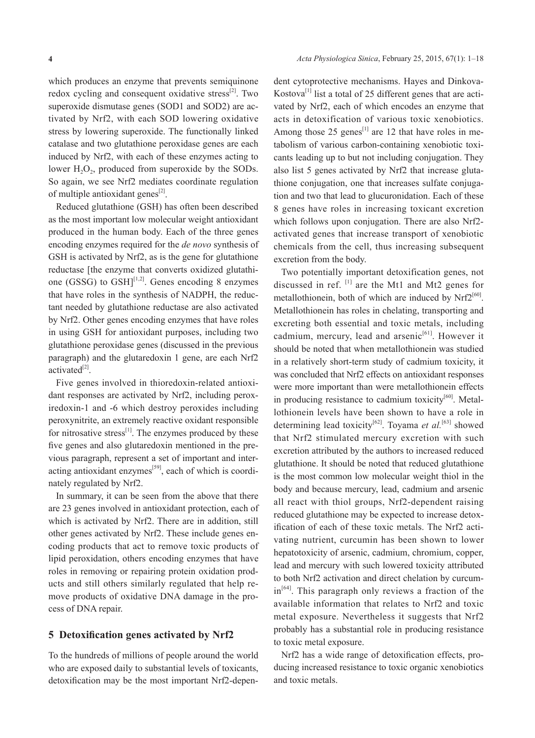which produces an enzyme that prevents semiquinone redox cycling and consequent oxidative stress[2]. Two superoxide dismutase genes (SOD1 and SOD2) are activated by Nrf2, with each SOD lowering oxidative stress by lowering superoxide. The functionally linked catalase and two glutathione peroxidase genes are each induced by Nrf2, with each of these enzymes acting to lower $H_2O_2$, produced from superoxide by the SODs. So again, we see Nrf2 mediates coordinate regulation of multiple antioxidant genes[2].

Reduced glutathione (GSH) has often been described as the most important low molecular weight antioxidant produced in the human body. Each of the three genes encoding enzymes required for the *de novo* synthesis of GSH is activated by Nrf2, as is the gene for glutathione reductase [the enzyme that converts oxidized glutathione (GSSG) to GSH][1,2]. Genes encoding 8 enzymes that have roles in the synthesis of NADPH, the reductant needed by glutathione reductase are also activated by Nrf2. Other genes encoding enzymes that have roles in using GSH for antioxidant purposes, including two glutathione peroxidase genes (discussed in the previous paragraph) and the glutaredoxin 1 gene, are each Nrf2 activated[2].

Five genes involved in thioredoxin-related antioxidant responses are activated by Nrf2, including peroxiredoxin-1 and -6 which destroy peroxides including peroxynitrite, an extremely reactive oxidant responsible for nitrosative stress[1]. The enzymes produced by these five genes and also glutaredoxin mentioned in the previous paragraph, represent a set of important and interacting antioxidant enzymes[59], each of which is coordinately regulated by Nrf2.

In summary, it can be seen from the above that there are 23 genes involved in antioxidant protection, each of which is activated by Nrf2. There are in addition, still other genes activated by Nrf2. These include genes encoding products that act to remove toxic products of lipid peroxidation, others encoding enzymes that have roles in removing or repairing protein oxidation products and still others similarly regulated that help remove products of oxidative DNA damage in the process of DNA repair.

## 5 Detoxification genes activated by Nrf2

To the hundreds of millions of people around the world who are exposed daily to substantial levels of toxicants, detoxification may be the most important Nrf2-dependent cytoprotective mechanisms. Hayes and Dinkova-Kostova[1] list a total of 25 different genes that are activated by Nrf2, each of which encodes an enzyme that acts in detoxification of various toxic xenobiotics. Among those 25 genes[1] are 12 that have roles in metabolism of various carbon-containing xenobiotic toxicants leading up to but not including conjugation. They also list 5 genes activated by Nrf2 that increase glutathione conjugation, one that increases sulfate conjugation and two that lead to glucuronidation. Each of these 8 genes have roles in increasing toxicant excretion which follows upon conjugation. There are also Nrf2-activated genes that increase transport of xenobiotic chemicals from the cell, thus increasing subsequent excretion from the body.

Two potentially important detoxification genes, not discussed in ref. [1] are the Mt1 and Mt2 genes for metallothionein, both of which are induced by Nrf2[60]. Metallothionein has roles in chelating, transporting and excreting both essential and toxic metals, including cadmium, mercury, lead and arsenic[61]. However it should be noted that when metallothionein was studied in a relatively short-term study of cadmium toxicity, it was concluded that Nrf2 effects on antioxidant responses were more important than were metallothionein effects in producing resistance to cadmium toxicity[60]. Metallothionein levels have been shown to have a role in determining lead toxicity[62]. Toyama *et al.*[63] showed that Nrf2 stimulated mercury excretion with such excretion attributed by the authors to increased reduced glutathione. It should be noted that reduced glutathione is the most common low molecular weight thiol in the body and because mercury, lead, cadmium and arsenic all react with thiol groups, Nrf2-dependent raising reduced glutathione may be expected to increase detoxification of each of these toxic metals. The Nrf2 activating nutrient, curcumin has been shown to lower hepatotoxicity of arsenic, cadmium, chromium, copper, lead and mercury with such lowered toxicity attributed to both Nrf2 activation and direct chelation by curcumin[64]. This paragraph only reviews a fraction of the available information that relates to Nrf2 and toxic metal exposure. Nevertheless it suggests that Nrf2 probably has a substantial role in producing resistance to toxic metal exposure.

Nrf2 has a wide range of detoxification effects, producing increased resistance to toxic organic xenobiotics and toxic metals.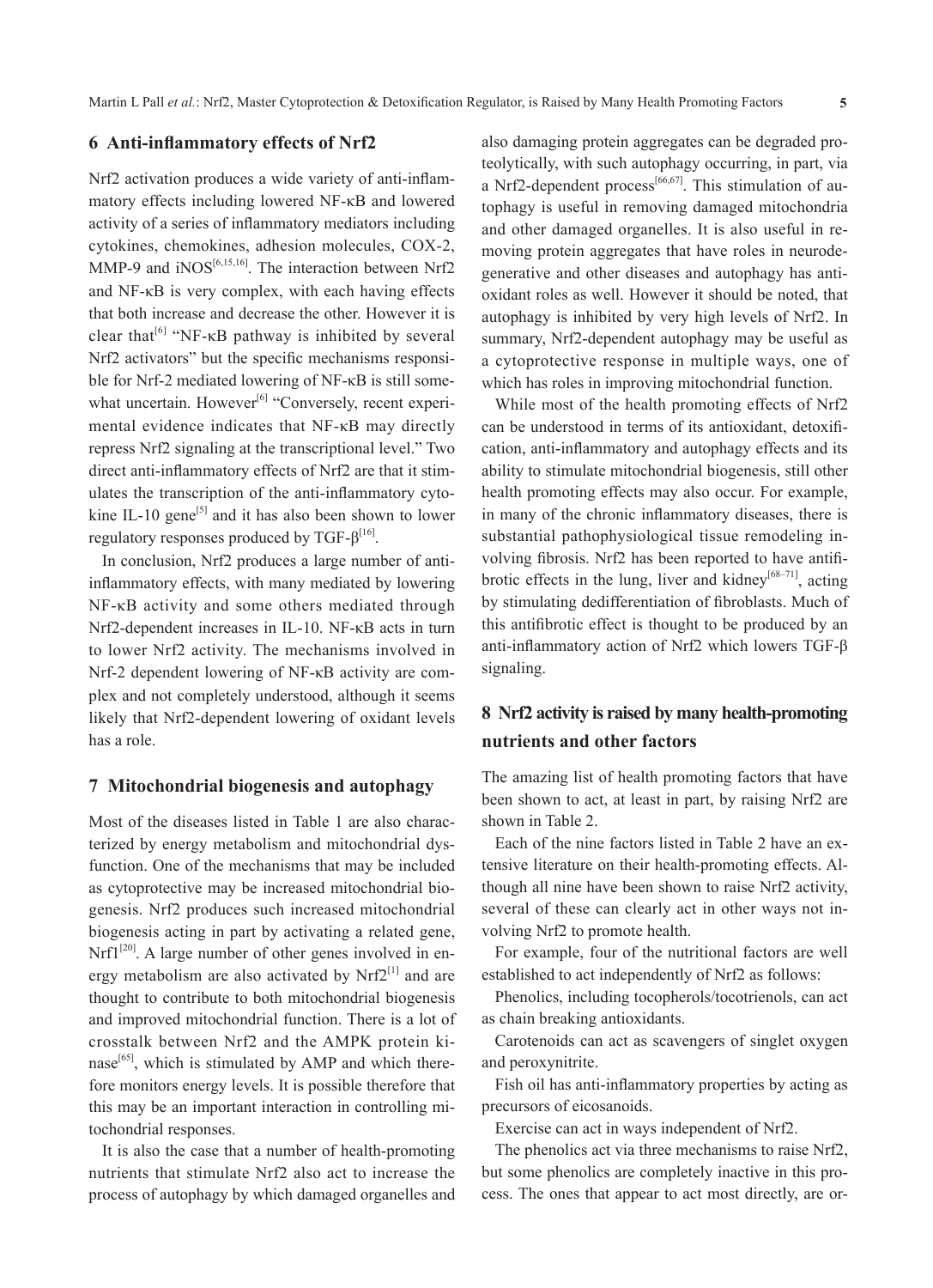## 6 Anti-inflammatory effects of Nrf2

Nrf2 activation produces a wide variety of anti-inflammatory effects including lowered NF-κB and lowered activity of a series of inflammatory mediators including cytokines, chemokines, adhesion molecules, COX-2, MMP-9 and iNOS[6,15,16]. The interaction between Nrf2 and NF-κB is very complex, with each having effects that both increase and decrease the other. However it is clear that[6] "NF-κB pathway is inhibited by several Nrf2 activators" but the specific mechanisms responsible for Nrf-2 mediated lowering of NF-κB is still somewhat uncertain. However[6] "Conversely, recent experimental evidence indicates that NF-κB may directly repress Nrf2 signaling at the transcriptional level." Two direct anti-inflammatory effects of Nrf2 are that it stimulates the transcription of the anti-inflammatory cytokine IL-10 gene[5] and it has also been shown to lower regulatory responses produced by TGF-β[16].

In conclusion, Nrf2 produces a large number of anti-inflammatory effects, with many mediated by lowering NF-κB activity and some others mediated through Nrf2-dependent increases in IL-10. NF-κB acts in turn to lower Nrf2 activity. The mechanisms involved in Nrf-2 dependent lowering of NF-κB activity are complex and not completely understood, although it seems likely that Nrf2-dependent lowering of oxidant levels has a role.

## 7 Mitochondrial biogenesis and autophagy

Most of the diseases listed in Table 1 are also characterized by energy metabolism and mitochondrial dysfunction. One of the mechanisms that may be included as cytoprotective may be increased mitochondrial biogenesis. Nrf2 produces such increased mitochondrial biogenesis acting in part by activating a related gene, Nrf1[20]. A large number of other genes involved in energy metabolism are also activated by Nrf2[1] and are thought to contribute to both mitochondrial biogenesis and improved mitochondrial function. There is a lot of crosstalk between Nrf2 and the AMPK protein kinase[65], which is stimulated by AMP and which therefore monitors energy levels. It is possible therefore that this may be an important interaction in controlling mitochondrial responses.

It is also the case that a number of health-promoting nutrients that stimulate Nrf2 also act to increase the process of autophagy by which damaged organelles and also damaging protein aggregates can be degraded proteolytically, with such autophagy occurring, in part, via a Nrf2-dependent process[66,67]. This stimulation of autophagy is useful in removing damaged mitochondria and other damaged organelles. It is also useful in removing protein aggregates that have roles in neurodegenerative and other diseases and autophagy has antioxidant roles as well. However it should be noted, that autophagy is inhibited by very high levels of Nrf2. In summary, Nrf2-dependent autophagy may be useful as a cytoprotective response in multiple ways, one of which has roles in improving mitochondrial function.

While most of the health promoting effects of Nrf2 can be understood in terms of its antioxidant, detoxification, anti-inflammatory and autophagy effects and its ability to stimulate mitochondrial biogenesis, still other health promoting effects may also occur. For example, in many of the chronic inflammatory diseases, there is substantial pathophysiological tissue remodeling involving fibrosis. Nrf2 has been reported to have antifibrotic effects in the lung, liver and kidney[68–71], acting by stimulating dedifferentiation of fibroblasts. Much of this antifibrotic effect is thought to be produced by an anti-inflammatory action of Nrf2 which lowers TGF-β signaling.

## 8 Nrf2 activity is raised by many health-promoting nutrients and other factors

The amazing list of health promoting factors that have been shown to act, at least in part, by raising Nrf2 are shown in Table 2.

Each of the nine factors listed in Table 2 have an extensive literature on their health-promoting effects. Although all nine have been shown to raise Nrf2 activity, several of these can clearly act in other ways not involving Nrf2 to promote health.

For example, four of the nutritional factors are well established to act independently of Nrf2 as follows:

Phenolics, including tocopherols/tocotrienols, can act as chain breaking antioxidants.

Carotenoids can act as scavengers of singlet oxygen and peroxynitrite.

Fish oil has anti-inflammatory properties by acting as precursors of eicosanoids.

Exercise can act in ways independent of Nrf2.

The phenolics act via three mechanisms to raise Nrf2, but some phenolics are completely inactive in this process. The ones that appear to act most directly, are or-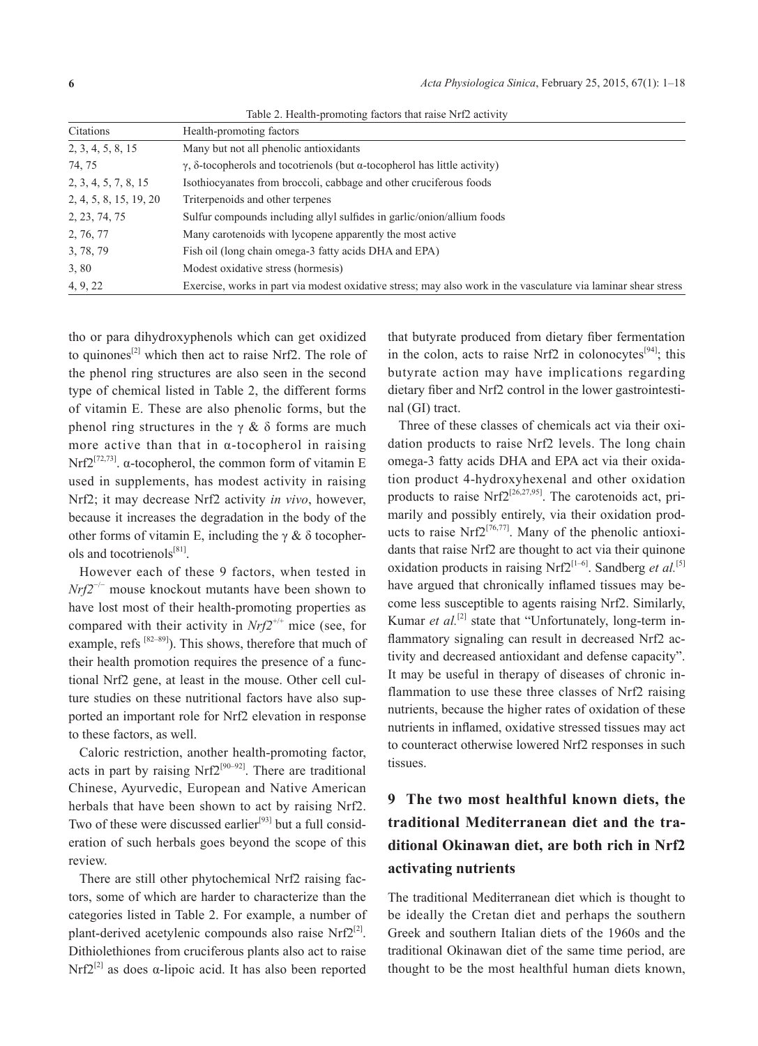Table 2. Health-promoting factors that raise Nrf2 activity

| Citations | Health-promoting factors |
|---|---|
| 2, 3, 4, 5, 8, 15 | Many but not all phenolic antioxidants |
| 74, 75 | γ, δ-tocopherols and tocotrienols (but α-tocopherol has little activity) |
| 2, 3, 4, 5, 7, 8, 15 | Isothiocyanates from broccoli, cabbage and other cruciferous foods |
| 2, 4, 5, 8, 15, 19, 20 | Triterpenoids and other terpenes |
| 2, 23, 74, 75 | Sulfur compounds including allyl sulfides in garlic/onion/allium foods |
| 2, 76, 77 | Many carotenoids with lycopene apparently the most active |
| 3, 78, 79 | Fish oil (long chain omega-3 fatty acids DHA and EPA) |
| 3, 80 | Modest oxidative stress (hormesis) |
| 4, 9, 22 | Exercise, works in part via modest oxidative stress; may also work in the vasculature via laminar shear stress |

tho or para dihydroxyphenols which can get oxidized to quinones[2] which then act to raise Nrf2. The role of the phenol ring structures are also seen in the second type of chemical listed in Table 2, the different forms of vitamin E. These are also phenolic forms, but the phenol ring structures in the γ & δ forms are much more active than that in α-tocopherol in raising Nrf2[72,73]. α-tocopherol, the common form of vitamin E used in supplements, has modest activity in raising Nrf2; it may decrease Nrf2 activity *in vivo*, however, because it increases the degradation in the body of the other forms of vitamin E, including the γ & δ tocopherols and tocotrienols[81].

However each of these 9 factors, when tested in $Nrf2^{-/-}$ mouse knockout mutants have been shown to have lost most of their health-promoting properties as compared with their activity in $Nrf2^{+/+}$ mice (see, for example, refs [82–89]). This shows, therefore that much of their health promotion requires the presence of a functional Nrf2 gene, at least in the mouse. Other cell culture studies on these nutritional factors have also supported an important role for Nrf2 elevation in response to these factors, as well.

Caloric restriction, another health-promoting factor, acts in part by raising Nrf2[90–92]. There are traditional Chinese, Ayurvedic, European and Native American herbals that have been shown to act by raising Nrf2. Two of these were discussed earlier[93] but a full consideration of such herbals goes beyond the scope of this review.

There are still other phytochemical Nrf2 raising factors, some of which are harder to characterize than the categories listed in Table 2. For example, a number of plant-derived acetylenic compounds also raise Nrf2[2]. Dithiolethiones from cruciferous plants also act to raise Nrf2[2] as does α-lipoic acid. It has also been reported that butyrate produced from dietary fiber fermentation in the colon, acts to raise Nrf2 in colonocytes[94]; this butyrate action may have implications regarding dietary fiber and Nrf2 control in the lower gastrointestinal (GI) tract.

Three of these classes of chemicals act via their oxidation products to raise Nrf2 levels. The long chain omega-3 fatty acids DHA and EPA act via their oxidation product 4-hydroxyhexenal and other oxidation products to raise Nrf2[26,27,95]. The carotenoids act, primarily and possibly entirely, via their oxidation products to raise Nrf2[76,77]. Many of the phenolic antioxidants that raise Nrf2 are thought to act via their quinone oxidation products in raising Nrf2[1–6]. Sandberg *et al.*[5] have argued that chronically inflamed tissues may become less susceptible to agents raising Nrf2. Similarly, Kumar *et al.*[2] state that "Unfortunately, long-term inflammatory signaling can result in decreased Nrf2 activity and decreased antioxidant and defense capacity". It may be useful in therapy of diseases of chronic inflammation to use these three classes of Nrf2 raising nutrients, because the higher rates of oxidation of these nutrients in inflamed, oxidative stressed tissues may act to counteract otherwise lowered Nrf2 responses in such tissues.

## 9 The two most healthful known diets, the traditional Mediterranean diet and the traditional Okinawan diet, are both rich in Nrf2 activating nutrients

The traditional Mediterranean diet which is thought to be ideally the Cretan diet and perhaps the southern Greek and southern Italian diets of the 1960s and the traditional Okinawan diet of the same time period, are thought to be the most healthful human diets known,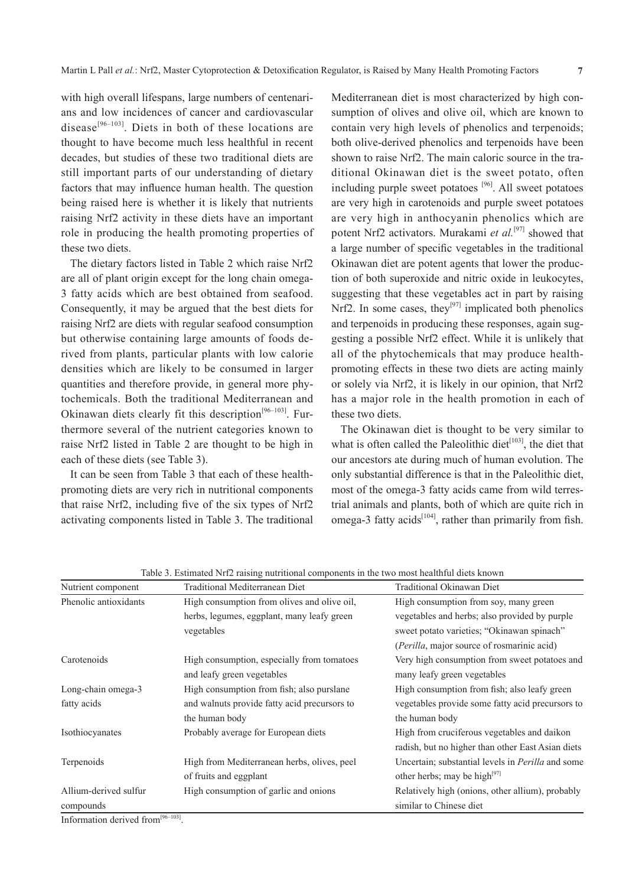with high overall lifespans, large numbers of centenarians and low incidences of cancer and cardiovascular disease[96–103]. Diets in both of these locations are thought to have become much less healthful in recent decades, but studies of these two traditional diets are still important parts of our understanding of dietary factors that may influence human health. The question being raised here is whether it is likely that nutrients raising Nrf2 activity in these diets have an important role in producing the health promoting properties of these two diets.

The dietary factors listed in Table 2 which raise Nrf2 are all of plant origin except for the long chain omega-3 fatty acids which are best obtained from seafood. Consequently, it may be argued that the best diets for raising Nrf2 are diets with regular seafood consumption but otherwise containing large amounts of foods derived from plants, particular plants with low calorie densities which are likely to be consumed in larger quantities and therefore provide, in general more phytochemicals. Both the traditional Mediterranean and Okinawan diets clearly fit this description[96–103]. Furthermore several of the nutrient categories known to raise Nrf2 listed in Table 2 are thought to be high in each of these diets (see Table 3).

It can be seen from Table 3 that each of these health-promoting diets are very rich in nutritional components that raise Nrf2, including five of the six types of Nrf2 activating components listed in Table 3. The traditional Mediterranean diet is most characterized by high consumption of olives and olive oil, which are known to contain very high levels of phenolics and terpenoids; both olive-derived phenolics and terpenoids have been shown to raise Nrf2. The main caloric source in the traditional Okinawan diet is the sweet potato, often including purple sweet potatoes [96]. All sweet potatoes are very high in carotenoids and purple sweet potatoes are very high in anthocyanin phenolics which are potent Nrf2 activators. Murakami *et al.*[97] showed that a large number of specific vegetables in the traditional Okinawan diet are potent agents that lower the production of both superoxide and nitric oxide in leukocytes, suggesting that these vegetables act in part by raising Nrf2. In some cases, they[97] implicated both phenolics and terpenoids in producing these responses, again suggesting a possible Nrf2 effect. While it is unlikely that all of the phytochemicals that may produce health-promoting effects in these two diets are acting mainly or solely via Nrf2, it is likely in our opinion, that Nrf2 has a major role in the health promotion in each of these two diets.

The Okinawan diet is thought to be very similar to what is often called the Paleolithic diet[103], the diet that our ancestors ate during much of human evolution. The only substantial difference is that in the Paleolithic diet, most of the omega-3 fatty acids came from wild terrestrial animals and plants, both of which are quite rich in omega-3 fatty acids[104], rather than primarily from fish.

Table 3. Estimated Nrf2 raising nutritional components in the two most healthful diets known

| Nutrient component | Traditional Mediterranean Diet | Traditional Okinawan Diet |
|---|---|---|
| Phenolic antioxidants | High consumption from olives and olive oil, herbs, legumes, eggplant, many leafy green vegetables | High consumption from soy, many green vegetables and herbs; also provided by purple sweet potato varieties; "Okinawan spinach" (*Perilla*, major source of rosmarinic acid) |
| Carotenoids | High consumption, especially from tomatoes and leafy green vegetables | Very high consumption from sweet potatoes and many leafy green vegetables |
| Long-chain omega-3 fatty acids | High consumption from fish; also purslane and walnuts provide fatty acid precursors to the human body | High consumption from fish; also leafy green vegetables provide some fatty acid precursors to the human body |
| Isothiocyanates | Probably average for European diets | High from cruciferous vegetables and daikon radish, but no higher than other East Asian diets |
| Terpenoids | High from Mediterranean herbs, olives, peel of fruits and eggplant | Uncertain; substantial levels in *Perilla* and some other herbs; may be high[97] |
| Allium-derived sulfur compounds | High consumption of garlic and onions | Relatively high (onions, other allium), probably similar to Chinese diet |

Information derived from[96–103].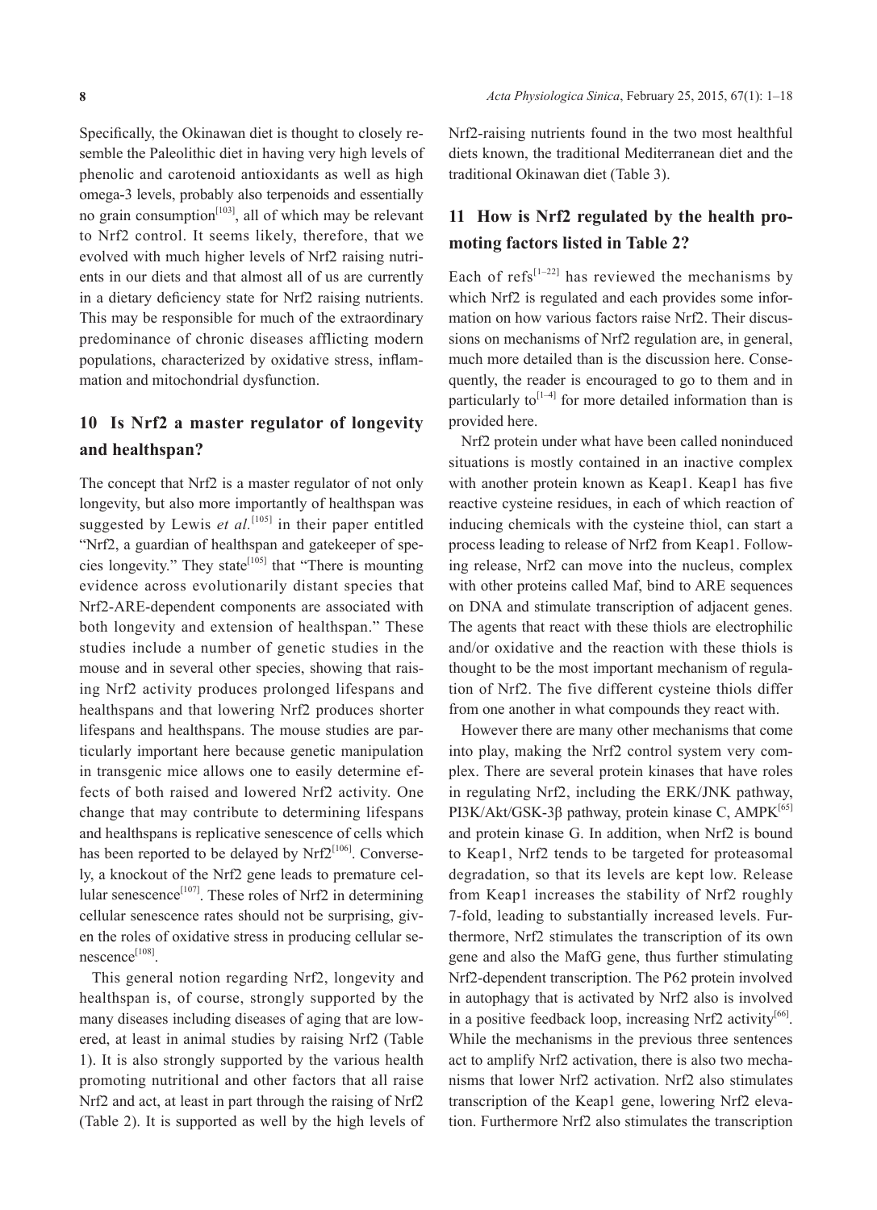Specifically, the Okinawan diet is thought to closely resemble the Paleolithic diet in having very high levels of phenolic and carotenoid antioxidants as well as high omega-3 levels, probably also terpenoids and essentially no grain consumption[103], all of which may be relevant to Nrf2 control. It seems likely, therefore, that we evolved with much higher levels of Nrf2 raising nutrients in our diets and that almost all of us are currently in a dietary deficiency state for Nrf2 raising nutrients. This may be responsible for much of the extraordinary predominance of chronic diseases afflicting modern populations, characterized by oxidative stress, inflammation and mitochondrial dysfunction.

## 10 Is Nrf2 a master regulator of longevity and healthspan?

The concept that Nrf2 is a master regulator of not only longevity, but also more importantly of healthspan was suggested by Lewis *et al.*[105] in their paper entitled "Nrf2, a guardian of healthspan and gatekeeper of species longevity." They state[105] that "There is mounting evidence across evolutionarily distant species that Nrf2-ARE-dependent components are associated with both longevity and extension of healthspan." These studies include a number of genetic studies in the mouse and in several other species, showing that raising Nrf2 activity produces prolonged lifespans and healthspans and that lowering Nrf2 produces shorter lifespans and healthspans. The mouse studies are particularly important here because genetic manipulation in transgenic mice allows one to easily determine effects of both raised and lowered Nrf2 activity. One change that may contribute to determining lifespans and healthspans is replicative senescence of cells which has been reported to be delayed by Nrf2[106]. Conversely, a knockout of the Nrf2 gene leads to premature cellular senescence[107]. These roles of Nrf2 in determining cellular senescence rates should not be surprising, given the roles of oxidative stress in producing cellular senescence[108].

This general notion regarding Nrf2, longevity and healthspan is, of course, strongly supported by the many diseases including diseases of aging that are lowered, at least in animal studies by raising Nrf2 (Table 1). It is also strongly supported by the various health promoting nutritional and other factors that all raise Nrf2 and act, at least in part through the raising of Nrf2 (Table 2). It is supported as well by the high levels of Nrf2-raising nutrients found in the two most healthful diets known, the traditional Mediterranean diet and the traditional Okinawan diet (Table 3).

## 11 How is Nrf2 regulated by the health promoting factors listed in Table 2?

Each of refs[1–22] has reviewed the mechanisms by which Nrf2 is regulated and each provides some information on how various factors raise Nrf2. Their discussions on mechanisms of Nrf2 regulation are, in general, much more detailed than is the discussion here. Consequently, the reader is encouraged to go to them and in particularly to[1–4] for more detailed information than is provided here.

Nrf2 protein under what have been called noninduced situations is mostly contained in an inactive complex with another protein known as Keap1. Keap1 has five reactive cysteine residues, in each of which reaction of inducing chemicals with the cysteine thiol, can start a process leading to release of Nrf2 from Keap1. Following release, Nrf2 can move into the nucleus, complex with other proteins called Maf, bind to ARE sequences on DNA and stimulate transcription of adjacent genes. The agents that react with these thiols are electrophilic and/or oxidative and the reaction with these thiols is thought to be the most important mechanism of regulation of Nrf2. The five different cysteine thiols differ from one another in what compounds they react with.

However there are many other mechanisms that come into play, making the Nrf2 control system very complex. There are several protein kinases that have roles in regulating Nrf2, including the ERK/JNK pathway, PI3K/Akt/GSK-3β pathway, protein kinase C, AMPK[65] and protein kinase G. In addition, when Nrf2 is bound to Keap1, Nrf2 tends to be targeted for proteasomal degradation, so that its levels are kept low. Release from Keap1 increases the stability of Nrf2 roughly 7-fold, leading to substantially increased levels. Furthermore, Nrf2 stimulates the transcription of its own gene and also the MafG gene, thus further stimulating Nrf2-dependent transcription. The P62 protein involved in autophagy that is activated by Nrf2 also is involved in a positive feedback loop, increasing Nrf2 activity[66]. While the mechanisms in the previous three sentences act to amplify Nrf2 activation, there is also two mechanisms that lower Nrf2 activation. Nrf2 also stimulates transcription of the Keap1 gene, lowering Nrf2 elevation. Furthermore Nrf2 also stimulates the transcription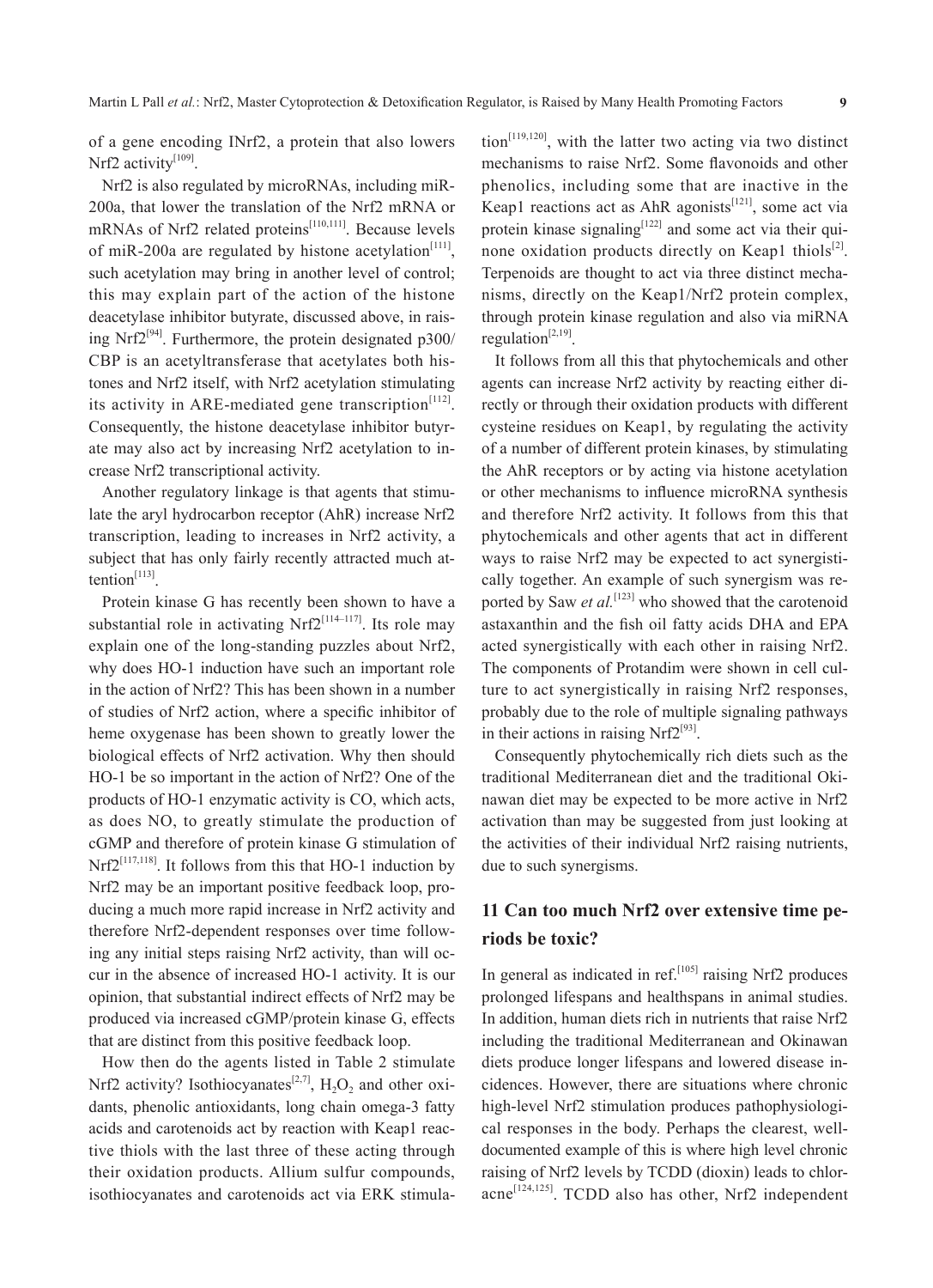of a gene encoding INrf2, a protein that also lowers Nrf2 activity[109].

Nrf2 is also regulated by microRNAs, including miR-200a, that lower the translation of the Nrf2 mRNA or mRNAs of Nrf2 related proteins[110,111]. Because levels of miR-200a are regulated by histone acetylation[111], such acetylation may bring in another level of control; this may explain part of the action of the histone deacetylase inhibitor butyrate, discussed above, in raising Nrf2[94]. Furthermore, the protein designated p300/CBP is an acetyltransferase that acetylates both histones and Nrf2 itself, with Nrf2 acetylation stimulating its activity in ARE-mediated gene transcription[112]. Consequently, the histone deacetylase inhibitor butyrate may also act by increasing Nrf2 acetylation to increase Nrf2 transcriptional activity.

Another regulatory linkage is that agents that stimulate the aryl hydrocarbon receptor (AhR) increase Nrf2 transcription, leading to increases in Nrf2 activity, a subject that has only fairly recently attracted much attention[113].

Protein kinase G has recently been shown to have a substantial role in activating Nrf2[114–117]. Its role may explain one of the long-standing puzzles about Nrf2, why does HO-1 induction have such an important role in the action of Nrf2? This has been shown in a number of studies of Nrf2 action, where a specific inhibitor of heme oxygenase has been shown to greatly lower the biological effects of Nrf2 activation. Why then should HO-1 be so important in the action of Nrf2? One of the products of HO-1 enzymatic activity is CO, which acts, as does NO, to greatly stimulate the production of cGMP and therefore of protein kinase G stimulation of Nrf2[117,118]. It follows from this that HO-1 induction by Nrf2 may be an important positive feedback loop, producing a much more rapid increase in Nrf2 activity and therefore Nrf2-dependent responses over time following any initial steps raising Nrf2 activity, than will occur in the absence of increased HO-1 activity. It is our opinion, that substantial indirect effects of Nrf2 may be produced via increased cGMP/protein kinase G, effects that are distinct from this positive feedback loop.

How then do the agents listed in Table 2 stimulate Nrf2 activity? Isothiocyanates[2,7], $H_2O_2$ and other oxidants, phenolic antioxidants, long chain omega-3 fatty acids and carotenoids act by reaction with Keap1 reactive thiols with the last three of these acting through their oxidation products. Allium sulfur compounds, isothiocyanates and carotenoids act via ERK stimulation[119,120], with the latter two acting via two distinct mechanisms to raise Nrf2. Some flavonoids and other phenolics, including some that are inactive in the Keap1 reactions act as AhR agonists[121], some act via protein kinase signaling[122] and some act via their quinone oxidation products directly on Keap1 thiols[2]. Terpenoids are thought to act via three distinct mechanisms, directly on the Keap1/Nrf2 protein complex, through protein kinase regulation and also via miRNA regulation[2,19].

It follows from all this that phytochemicals and other agents can increase Nrf2 activity by reacting either directly or through their oxidation products with different cysteine residues on Keap1, by regulating the activity of a number of different protein kinases, by stimulating the AhR receptors or by acting via histone acetylation or other mechanisms to influence microRNA synthesis and therefore Nrf2 activity. It follows from this that phytochemicals and other agents that act in different ways to raise Nrf2 may be expected to act synergistically together. An example of such synergism was reported by Saw *et al.*[123] who showed that the carotenoid astaxanthin and the fish oil fatty acids DHA and EPA acted synergistically with each other in raising Nrf2. The components of Protandim were shown in cell culture to act synergistically in raising Nrf2 responses, probably due to the role of multiple signaling pathways in their actions in raising Nrf2[93].

Consequently phytochemically rich diets such as the traditional Mediterranean diet and the traditional Okinawan diet may be expected to be more active in Nrf2 activation than may be suggested from just looking at the activities of their individual Nrf2 raising nutrients, due to such synergisms.

## 11 Can too much Nrf2 over extensive time periods be toxic?

In general as indicated in ref.[105] raising Nrf2 produces prolonged lifespans and healthspans in animal studies. In addition, human diets rich in nutrients that raise Nrf2 including the traditional Mediterranean and Okinawan diets produce longer lifespans and lowered disease incidences. However, there are situations where chronic high-level Nrf2 stimulation produces pathophysiological responses in the body. Perhaps the clearest, well-documented example of this is where high level chronic raising of Nrf2 levels by TCDD (dioxin) leads to chloracne[124,125]. TCDD also has other, Nrf2 independent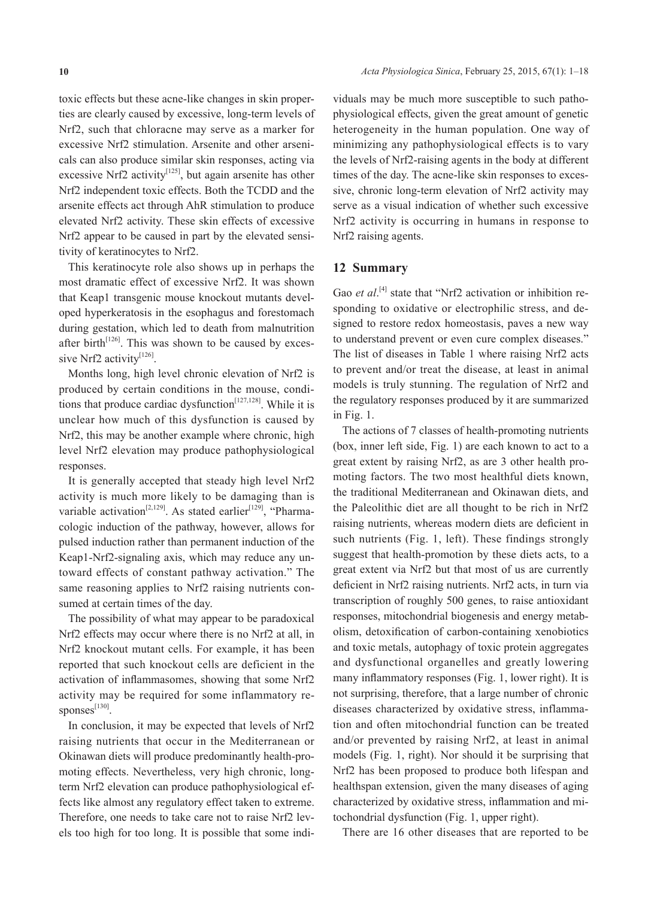toxic effects but these acne-like changes in skin properties are clearly caused by excessive, long-term levels of Nrf2, such that chloracne may serve as a marker for excessive Nrf2 stimulation. Arsenite and other arsenicals can also produce similar skin responses, acting via excessive Nrf2 activity[125], but again arsenite has other Nrf2 independent toxic effects. Both the TCDD and the arsenite effects act through AhR stimulation to produce elevated Nrf2 activity. These skin effects of excessive Nrf2 appear to be caused in part by the elevated sensitivity of keratinocytes to Nrf2.

This keratinocyte role also shows up in perhaps the most dramatic effect of excessive Nrf2. It was shown that Keap1 transgenic mouse knockout mutants developed hyperkeratosis in the esophagus and forestomach during gestation, which led to death from malnutrition after birth[126]. This was shown to be caused by excessive Nrf2 activity[126].

Months long, high level chronic elevation of Nrf2 is produced by certain conditions in the mouse, conditions that produce cardiac dysfunction[127,128]. While it is unclear how much of this dysfunction is caused by Nrf2, this may be another example where chronic, high level Nrf2 elevation may produce pathophysiological responses.

It is generally accepted that steady high level Nrf2 activity is much more likely to be damaging than is variable activation[2,129]. As stated earlier[129], "Pharmacologic induction of the pathway, however, allows for pulsed induction rather than permanent induction of the Keap1-Nrf2-signaling axis, which may reduce any untoward effects of constant pathway activation." The same reasoning applies to Nrf2 raising nutrients consumed at certain times of the day.

The possibility of what may appear to be paradoxical Nrf2 effects may occur where there is no Nrf2 at all, in Nrf2 knockout mutant cells. For example, it has been reported that such knockout cells are deficient in the activation of inflammasomes, showing that some Nrf2 activity may be required for some inflammatory responses[130].

In conclusion, it may be expected that levels of Nrf2 raising nutrients that occur in the Mediterranean or Okinawan diets will produce predominantly health-promoting effects. Nevertheless, very high chronic, long-term Nrf2 elevation can produce pathophysiological effects like almost any regulatory effect taken to extreme. Therefore, one needs to take care not to raise Nrf2 levels too high for too long. It is possible that some individuals may be much more susceptible to such pathophysiological effects, given the great amount of genetic heterogeneity in the human population. One way of minimizing any pathophysiological effects is to vary the levels of Nrf2-raising agents in the body at different times of the day. The acne-like skin responses to excessive, chronic long-term elevation of Nrf2 activity may serve as a visual indication of whether such excessive Nrf2 activity is occurring in humans in response to Nrf2 raising agents.

## 12 Summary

Gao *et al*.[4] state that "Nrf2 activation or inhibition responding to oxidative or electrophilic stress, and designed to restore redox homeostasis, paves a new way to understand prevent or even cure complex diseases." The list of diseases in Table 1 where raising Nrf2 acts to prevent and/or treat the disease, at least in animal models is truly stunning. The regulation of Nrf2 and the regulatory responses produced by it are summarized in Fig. 1.

The actions of 7 classes of health-promoting nutrients (box, inner left side, Fig. 1) are each known to act to a great extent by raising Nrf2, as are 3 other health promoting factors. The two most healthful diets known, the traditional Mediterranean and Okinawan diets, and the Paleolithic diet are all thought to be rich in Nrf2 raising nutrients, whereas modern diets are deficient in such nutrients (Fig. 1, left). These findings strongly suggest that health-promotion by these diets acts, to a great extent via Nrf2 but that most of us are currently deficient in Nrf2 raising nutrients. Nrf2 acts, in turn via transcription of roughly 500 genes, to raise antioxidant responses, mitochondrial biogenesis and energy metabolism, detoxification of carbon-containing xenobiotics and toxic metals, autophagy of toxic protein aggregates and dysfunctional organelles and greatly lowering many inflammatory responses (Fig. 1, lower right). It is not surprising, therefore, that a large number of chronic diseases characterized by oxidative stress, inflammation and often mitochondrial function can be treated and/or prevented by raising Nrf2, at least in animal models (Fig. 1, right). Nor should it be surprising that Nrf2 has been proposed to produce both lifespan and healthspan extension, given the many diseases of aging characterized by oxidative stress, inflammation and mitochondrial dysfunction (Fig. 1, upper right).

There are 16 other diseases that are reported to be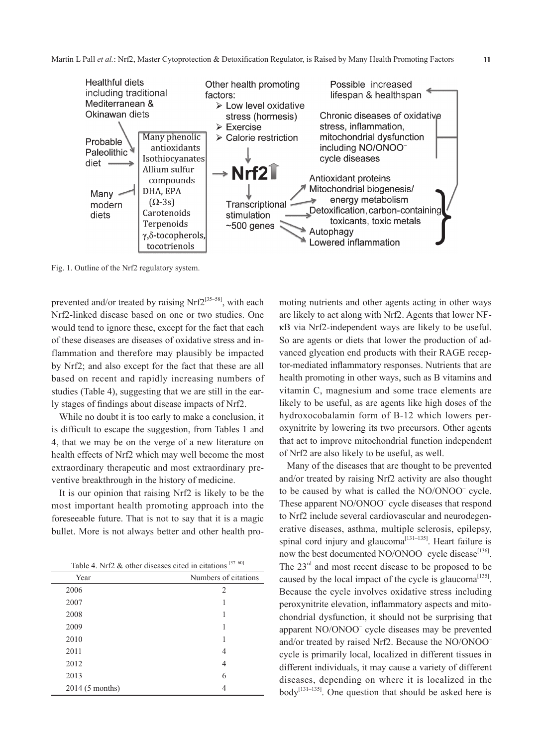Fig. 1. Outline of the Nrf2 regulatory system.

prevented and/or treated by raising Nrf2[35–58], with each Nrf2-linked disease based on one or two studies. One would tend to ignore these, except for the fact that each of these diseases are diseases of oxidative stress and inflammation and therefore may plausibly be impacted by Nrf2; and also except for the fact that these are all based on recent and rapidly increasing numbers of studies (Table 4), suggesting that we are still in the early stages of findings about disease impacts of Nrf2.

While no doubt it is too early to make a conclusion, it is difficult to escape the suggestion, from Tables 1 and 4, that we may be on the verge of a new literature on health effects of Nrf2 which may well become the most extraordinary therapeutic and most extraordinary preventive breakthrough in the history of medicine.

It is our opinion that raising Nrf2 is likely to be the most important health promoting approach into the foreseeable future. That is not to say that it is a magic bullet. More is not always better and other health promoting nutrients and other agents acting in other ways are likely to act along with Nrf2. Agents that lower NF-κB via Nrf2-independent ways are likely to be useful. So are agents or diets that lower the production of advanced glycation end products with their RAGE receptor-mediated inflammatory responses. Nutrients that are health promoting in other ways, such as B vitamins and vitamin C, magnesium and some trace elements are likely to be useful, as are agents like high doses of the hydroxocobalamin form of B-12 which lowers peroxynitrite by lowering its two precursors. Other agents that act to improve mitochondrial function independent of Nrf2 are also likely to be useful, as well.

Table 4. Nrf2 & other diseases cited in citations [37–60]

| Year | Numbers of citations |
|---|---|
| 2006 | 2 |
| 2007 | 1 |
| 2008 | 1 |
| 2009 | 1 |
| 2010 | 1 |
| 2011 | 4 |
| 2012 | 4 |
| 2013 | 6 |
| 2014 (5 months) | 4 |

Many of the diseases that are thought to be prevented and/or treated by raising Nrf2 activity are also thought to be caused by what is called the $NO/ONOO^-$ cycle. These apparent $NO/ONOO^-$ cycle diseases that respond to Nrf2 include several cardiovascular and neurodegenerative diseases, asthma, multiple sclerosis, epilepsy, spinal cord injury and glaucoma[131–135]. Heart failure is now the best documented $NO/ONOO^-$ cycle disease[136]. The 23rd and most recent disease to be proposed to be caused by the local impact of the cycle is glaucoma[135]. Because the cycle involves oxidative stress including peroxynitrite elevation, inflammatory aspects and mitochondrial dysfunction, it should not be surprising that apparent $NO/ONOO^-$ cycle diseases may be prevented and/or treated by raised Nrf2. Because the $NO/ONOO^-$ cycle is primarily local, localized in different tissues in different individuals, it may cause a variety of different diseases, depending on where it is localized in the body[131–135]. One question that should be asked here is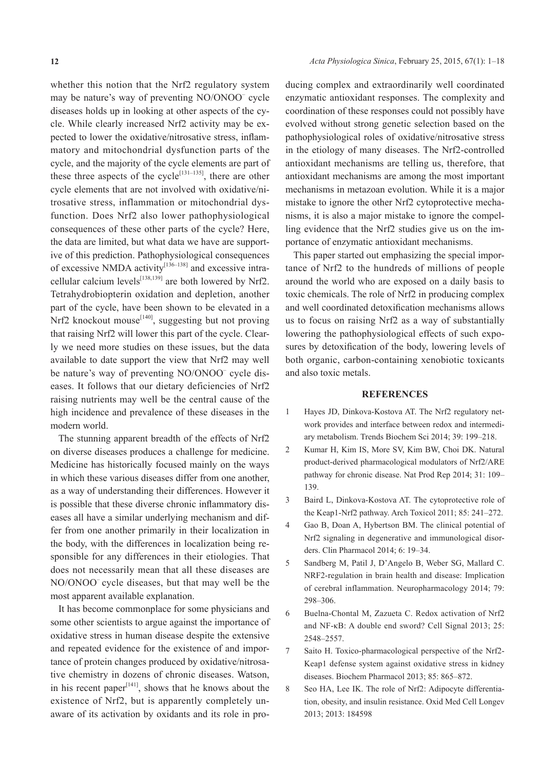whether this notion that the Nrf2 regulatory system may be nature's way of preventing NO/ONOO$^-$ cycle diseases holds up in looking at other aspects of the cycle. While clearly increased Nrf2 activity may be expected to lower the oxidative/nitrosative stress, inflammatory and mitochondrial dysfunction parts of the cycle, and the majority of the cycle elements are part of these three aspects of the cycle[131–135], there are other cycle elements that are not involved with oxidative/nitrosative stress, inflammation or mitochondrial dysfunction. Does Nrf2 also lower pathophysiological consequences of these other parts of the cycle? Here, the data are limited, but what data we have are supportive of this prediction. Pathophysiological consequences of excessive NMDA activity[136–138] and excessive intracellular calcium levels[138,139] are both lowered by Nrf2. Tetrahydrobiopterin oxidation and depletion, another part of the cycle, have been shown to be elevated in a Nrf2 knockout mouse[140], suggesting but not proving that raising Nrf2 will lower this part of the cycle. Clearly we need more studies on these issues, but the data available to date support the view that Nrf2 may well be nature's way of preventing NO/ONOO$^-$ cycle diseases. It follows that our dietary deficiencies of Nrf2 raising nutrients may well be the central cause of the high incidence and prevalence of these diseases in the modern world.

The stunning apparent breadth of the effects of Nrf2 on diverse diseases produces a challenge for medicine. Medicine has historically focused mainly on the ways in which these various diseases differ from one another, as a way of understanding their differences. However it is possible that these diverse chronic inflammatory diseases all have a similar underlying mechanism and differ from one another primarily in their localization in the body, with the differences in localization being responsible for any differences in their etiologies. That does not necessarily mean that all these diseases are NO/ONOO$^-$ cycle diseases, but that may well be the most apparent available explanation.

It has become commonplace for some physicians and some other scientists to argue against the importance of oxidative stress in human disease despite the extensive and repeated evidence for the existence of and importance of protein changes produced by oxidative/nitrosative chemistry in dozens of chronic diseases. Watson, in his recent paper[141], shows that he knows about the existence of Nrf2, but is apparently completely unaware of its activation by oxidants and its role in producing complex and extraordinarily well coordinated enzymatic antioxidant responses. The complexity and coordination of these responses could not possibly have evolved without strong genetic selection based on the pathophysiological roles of oxidative/nitrosative stress in the etiology of many diseases. The Nrf2-controlled antioxidant mechanisms are telling us, therefore, that antioxidant mechanisms are among the most important mechanisms in metazoan evolution. While it is a major mistake to ignore the other Nrf2 cytoprotective mechanisms, it is also a major mistake to ignore the compelling evidence that the Nrf2 studies give us on the importance of enzymatic antioxidant mechanisms.

This paper started out emphasizing the special importance of Nrf2 to the hundreds of millions of people around the world who are exposed on a daily basis to toxic chemicals. The role of Nrf2 in producing complex and well coordinated detoxification mechanisms allows us to focus on raising Nrf2 as a way of substantially lowering the pathophysiological effects of such exposures by detoxification of the body, lowering levels of both organic, carbon-containing xenobiotic toxicants and also toxic metals.

## REFERENCES

1. Hayes JD, Dinkova-Kostova AT. The Nrf2 regulatory network provides and interface between redox and intermediary metabolism. Trends Biochem Sci 2014; 39: 199–218.
2. Kumar H, Kim IS, More SV, Kim BW, Choi DK. Natural product-derived pharmacological modulators of Nrf2/ARE pathway for chronic disease. Nat Prod Rep 2014; 31: 109–139.
3. Baird L, Dinkova-Kostova AT. The cytoprotective role of the Keap1-Nrf2 pathway. Arch Toxicol 2011; 85: 241–272.
4. Gao B, Doan A, Hybertson BM. The clinical potential of Nrf2 signaling in degenerative and immunological disorders. Clin Pharmacol 2014; 6: 19–34.
5. Sandberg M, Patil J, D'Angelo B, Weber SG, Mallard C. NRF2-regulation in brain health and disease: Implication of cerebral inflammation. Neuropharmacology 2014; 79: 298–306.
6. Buelna-Chontal M, Zazueta C. Redox activation of Nrf2 and NF-κB: A double end sword? Cell Signal 2013; 25: 2548–2557.
7. Saito H. Toxico-pharmacological perspective of the Nrf2-Keap1 defense system against oxidative stress in kidney diseases. Biochem Pharmacol 2013; 85: 865–872.
8. Seo HA, Lee IK. The role of Nrf2: Adipocyte differentiation, obesity, and insulin resistance. Oxid Med Cell Longev 2013; 2013: 184598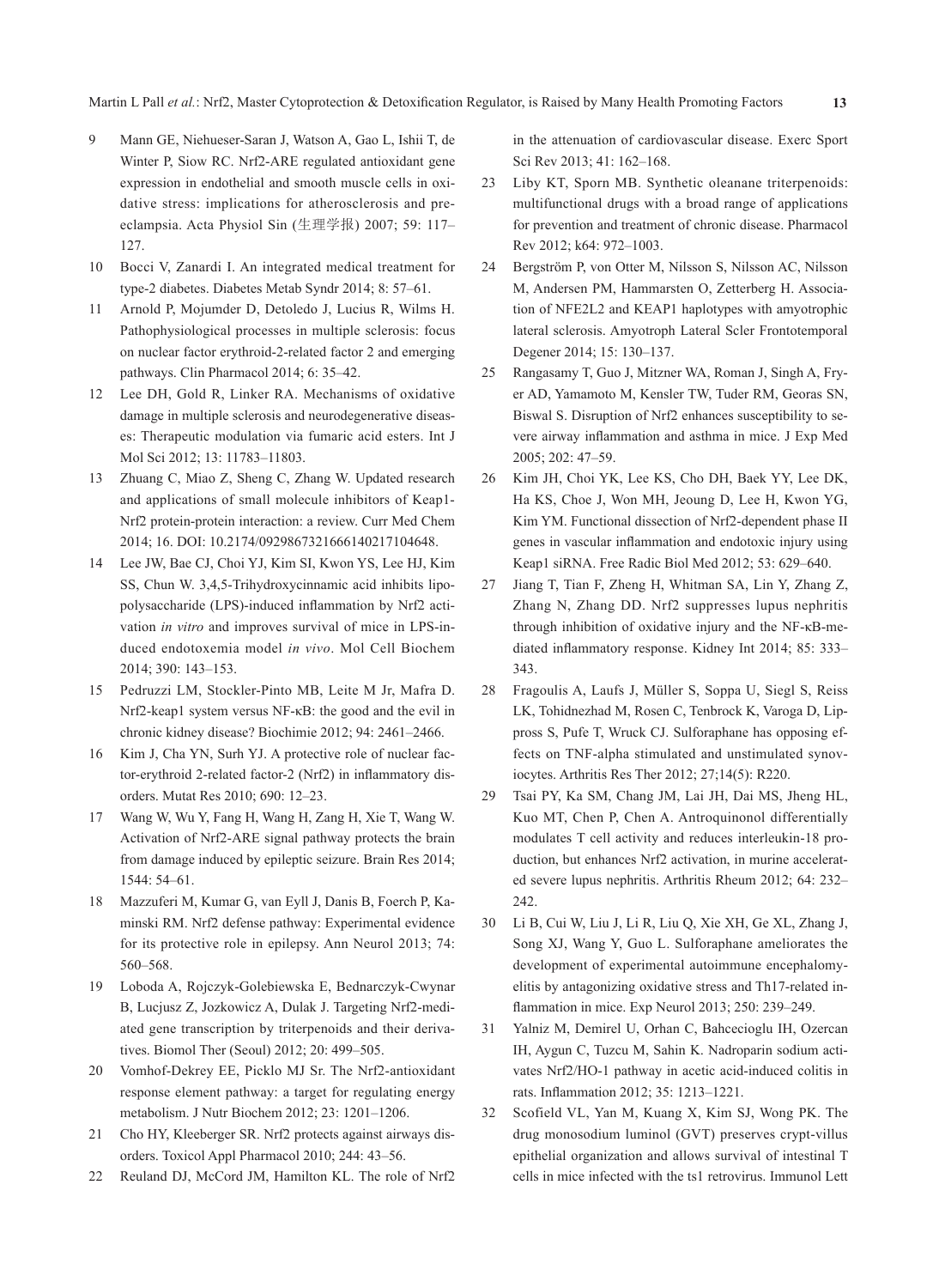9 Mann GE, Niehueser-Saran J, Watson A, Gao L, Ishii T, de Winter P, Siow RC. Nrf2-ARE regulated antioxidant gene expression in endothelial and smooth muscle cells in oxidative stress: implications for atherosclerosis and preeclampsia. Acta Physiol Sin (生理学报) 2007; 59: 117–127.

10 Bocci V, Zanardi I. An integrated medical treatment for type-2 diabetes. Diabetes Metab Syndr 2014; 8: 57–61.

11 Arnold P, Mojumder D, Detoledo J, Lucius R, Wilms H. Pathophysiological processes in multiple sclerosis: focus on nuclear factor erythroid-2-related factor 2 and emerging pathways. Clin Pharmacol 2014; 6: 35–42.

12 Lee DH, Gold R, Linker RA. Mechanisms of oxidative damage in multiple sclerosis and neurodegenerative diseases: Therapeutic modulation via fumaric acid esters. Int J Mol Sci 2012; 13: 11783–11803.

13 Zhuang C, Miao Z, Sheng C, Zhang W. Updated research and applications of small molecule inhibitors of Keap1-Nrf2 protein-protein interaction: a review. Curr Med Chem 2014; 16. DOI: 10.2174/0929867321666140217104648.

14 Lee JW, Bae CJ, Choi YJ, Kim SI, Kwon YS, Lee HJ, Kim SS, Chun W. 3,4,5-Trihydroxycinnamic acid inhibits lipopolysaccharide (LPS)-induced inflammation by Nrf2 activation *in vitro* and improves survival of mice in LPS-induced endotoxemia model *in vivo*. Mol Cell Biochem 2014; 390: 143–153.

15 Pedruzzi LM, Stockler-Pinto MB, Leite M Jr, Mafra D. Nrf2-keap1 system versus NF-κB: the good and the evil in chronic kidney disease? Biochimie 2012; 94: 2461–2466.

16 Kim J, Cha YN, Surh YJ. A protective role of nuclear factor-erythroid 2-related factor-2 (Nrf2) in inflammatory disorders. Mutat Res 2010; 690: 12–23.

17 Wang W, Wu Y, Fang H, Wang H, Zang H, Xie T, Wang W. Activation of Nrf2-ARE signal pathway protects the brain from damage induced by epileptic seizure. Brain Res 2014; 1544: 54–61.

18 Mazzuferi M, Kumar G, van Eyll J, Danis B, Foerch P, Kaminski RM. Nrf2 defense pathway: Experimental evidence for its protective role in epilepsy. Ann Neurol 2013; 74: 560–568.

19 Loboda A, Rojczyk-Golebiewska E, Bednarczyk-Cwynar B, Lucjusz Z, Jozkowicz A, Dulak J. Targeting Nrf2-mediated gene transcription by triterpenoids and their derivatives. Biomol Ther (Seoul) 2012; 20: 499–505.

20 Vomhof-Dekrey EE, Picklo MJ Sr. The Nrf2-antioxidant response element pathway: a target for regulating energy metabolism. J Nutr Biochem 2012; 23: 1201–1206.

21 Cho HY, Kleeberger SR. Nrf2 protects against airways disorders. Toxicol Appl Pharmacol 2010; 244: 43–56.

22 Reuland DJ, McCord JM, Hamilton KL. The role of Nrf2 in the attenuation of cardiovascular disease. Exerc Sport Sci Rev 2013; 41: 162–168.

23 Liby KT, Sporn MB. Synthetic oleanane triterpenoids: multifunctional drugs with a broad range of applications for prevention and treatment of chronic disease. Pharmacol Rev 2012; k64: 972–1003.

24 Bergström P, von Otter M, Nilsson S, Nilsson AC, Nilsson M, Andersen PM, Hammarsten O, Zetterberg H. Association of NFE2L2 and KEAP1 haplotypes with amyotrophic lateral sclerosis. Amyotroph Lateral Scler Frontotemporal Degener 2014; 15: 130–137.

25 Rangasamy T, Guo J, Mitzner WA, Roman J, Singh A, Fryer AD, Yamamoto M, Kensler TW, Tuder RM, Georas SN, Biswal S. Disruption of Nrf2 enhances susceptibility to severe airway inflammation and asthma in mice. J Exp Med 2005; 202: 47–59.

26 Kim JH, Choi YK, Lee KS, Cho DH, Baek YY, Lee DK, Ha KS, Choe J, Won MH, Jeoung D, Lee H, Kwon YG, Kim YM. Functional dissection of Nrf2-dependent phase II genes in vascular inflammation and endotoxic injury using Keap1 siRNA. Free Radic Biol Med 2012; 53: 629–640.

27 Jiang T, Tian F, Zheng H, Whitman SA, Lin Y, Zhang Z, Zhang N, Zhang DD. Nrf2 suppresses lupus nephritis through inhibition of oxidative injury and the NF-κB-mediated inflammatory response. Kidney Int 2014; 85: 333–343.

28 Fragoulis A, Laufs J, Müller S, Soppa U, Siegl S, Reiss LK, Tohidnezhad M, Rosen C, Tenbrock K, Varoga D, Lippross S, Pufe T, Wruck CJ. Sulforaphane has opposing effects on TNF-alpha stimulated and unstimulated synoviocytes. Arthritis Res Ther 2012; 27;14(5): R220.

29 Tsai PY, Ka SM, Chang JM, Lai JH, Dai MS, Jheng HL, Kuo MT, Chen P, Chen A. Antroquinonol differentially modulates T cell activity and reduces interleukin-18 production, but enhances Nrf2 activation, in murine accelerated severe lupus nephritis. Arthritis Rheum 2012; 64: 232–242.

30 Li B, Cui W, Liu J, Li R, Liu Q, Xie XH, Ge XL, Zhang J, Song XJ, Wang Y, Guo L. Sulforaphane ameliorates the development of experimental autoimmune encephalomyelitis by antagonizing oxidative stress and Th17-related inflammation in mice. Exp Neurol 2013; 250: 239–249.

31 Yalniz M, Demirel U, Orhan C, Bahcecioglu IH, Ozercan IH, Aygun C, Tuzcu M, Sahin K. Nadroparin sodium activates Nrf2/HO-1 pathway in acetic acid-induced colitis in rats. Inflammation 2012; 35: 1213–1221.

32 Scofield VL, Yan M, Kuang X, Kim SJ, Wong PK. The drug monosodium luminol (GVT) preserves crypt-villus epithelial organization and allows survival of intestinal T cells in mice infected with the ts1 retrovirus. Immunol Lett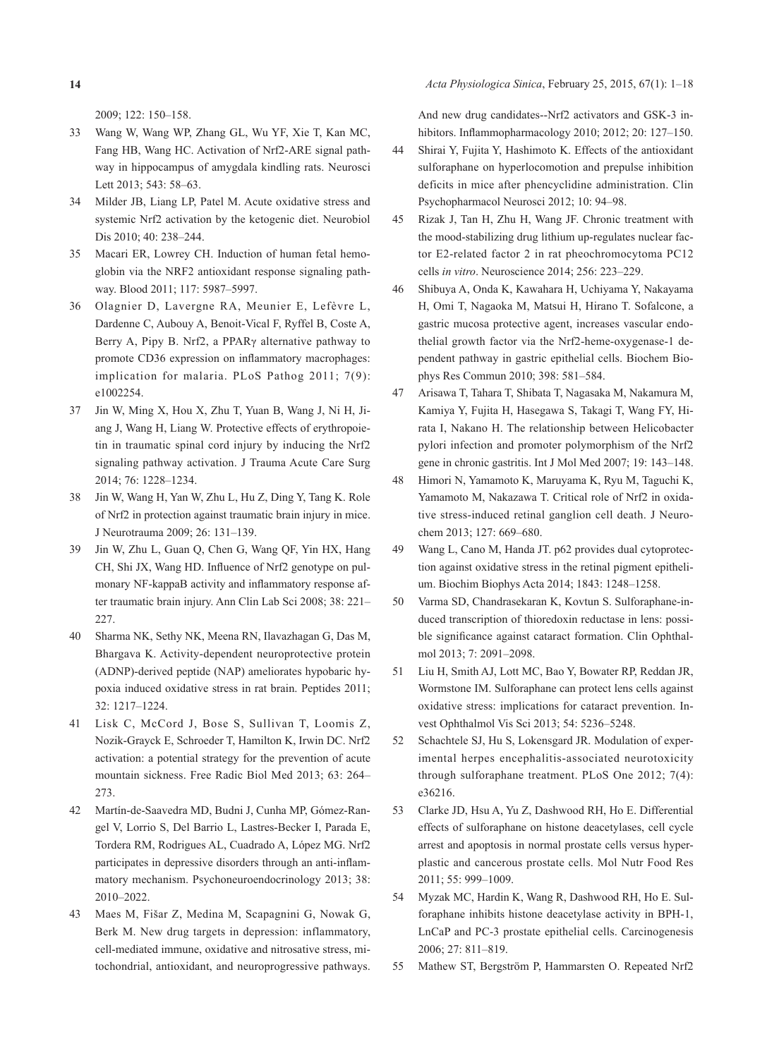2009; 122: 150–158.

33 Wang W, Wang WP, Zhang GL, Wu YF, Xie T, Kan MC, Fang HB, Wang HC. Activation of Nrf2-ARE signal pathway in hippocampus of amygdala kindling rats. Neurosci Lett 2013; 543: 58–63.

34 Milder JB, Liang LP, Patel M. Acute oxidative stress and systemic Nrf2 activation by the ketogenic diet. Neurobiol Dis 2010; 40: 238–244.

35 Macari ER, Lowrey CH. Induction of human fetal hemoglobin via the NRF2 antioxidant response signaling pathway. Blood 2011; 117: 5987–5997.

36 Olagnier D, Lavergne RA, Meunier E, Lefèvre L, Dardenne C, Aubouy A, Benoit-Vical F, Ryffel B, Coste A, Berry A, Pipy B. Nrf2, a PPARγ alternative pathway to promote CD36 expression on inflammatory macrophages: implication for malaria. PLoS Pathog 2011; 7(9): e1002254.

37 Jin W, Ming X, Hou X, Zhu T, Yuan B, Wang J, Ni H, Jiang J, Wang H, Liang W. Protective effects of erythropoietin in traumatic spinal cord injury by inducing the Nrf2 signaling pathway activation. J Trauma Acute Care Surg 2014; 76: 1228–1234.

38 Jin W, Wang H, Yan W, Zhu L, Hu Z, Ding Y, Tang K. Role of Nrf2 in protection against traumatic brain injury in mice. J Neurotrauma 2009; 26: 131–139.

39 Jin W, Zhu L, Guan Q, Chen G, Wang QF, Yin HX, Hang CH, Shi JX, Wang HD. Influence of Nrf2 genotype on pulmonary NF-kappaB activity and inflammatory response after traumatic brain injury. Ann Clin Lab Sci 2008; 38: 221–227.

40 Sharma NK, Sethy NK, Meena RN, Ilavazhagan G, Das M, Bhargava K. Activity-dependent neuroprotective protein (ADNP)-derived peptide (NAP) ameliorates hypobaric hypoxia induced oxidative stress in rat brain. Peptides 2011; 32: 1217–1224.

41 Lisk C, McCord J, Bose S, Sullivan T, Loomis Z, Nozik-Grayck E, Schroeder T, Hamilton K, Irwin DC. Nrf2 activation: a potential strategy for the prevention of acute mountain sickness. Free Radic Biol Med 2013; 63: 264–273.

42 Martín-de-Saavedra MD, Budni J, Cunha MP, Gómez-Rangel V, Lorrio S, Del Barrio L, Lastres-Becker I, Parada E, Tordera RM, Rodrigues AL, Cuadrado A, López MG. Nrf2 participates in depressive disorders through an anti-inflammatory mechanism. Psychoneuroendocrinology 2013; 38: 2010–2022.

43 Maes M, Fišar Z, Medina M, Scapagnini G, Nowak G, Berk M. New drug targets in depression: inflammatory, cell-mediated immune, oxidative and nitrosative stress, mitochondrial, antioxidant, and neuroprogressive pathways. And new drug candidates--Nrf2 activators and GSK-3 inhibitors. Inflammopharmacology 2010; 2012; 20: 127–150.

44 Shirai Y, Fujita Y, Hashimoto K. Effects of the antioxidant sulforaphane on hyperlocomotion and prepulse inhibition deficits in mice after phencyclidine administration. Clin Psychopharmacol Neurosci 2012; 10: 94–98.

45 Rizak J, Tan H, Zhu H, Wang JF. Chronic treatment with the mood-stabilizing drug lithium up-regulates nuclear factor E2-related factor 2 in rat pheochromocytoma PC12 cells *in vitro*. Neuroscience 2014; 256: 223–229.

46 Shibuya A, Onda K, Kawahara H, Uchiyama Y, Nakayama H, Omi T, Nagaoka M, Matsui H, Hirano T. Sofalcone, a gastric mucosa protective agent, increases vascular endothelial growth factor via the Nrf2-heme-oxygenase-1 dependent pathway in gastric epithelial cells. Biochem Biophys Res Commun 2010; 398: 581–584.

47 Arisawa T, Tahara T, Shibata T, Nagasaka M, Nakamura M, Kamiya Y, Fujita H, Hasegawa S, Takagi T, Wang FY, Hirata I, Nakano H. The relationship between Helicobacter pylori infection and promoter polymorphism of the Nrf2 gene in chronic gastritis. Int J Mol Med 2007; 19: 143–148.

48 Himori N, Yamamoto K, Maruyama K, Ryu M, Taguchi K, Yamamoto M, Nakazawa T. Critical role of Nrf2 in oxidative stress-induced retinal ganglion cell death. J Neurochem 2013; 127: 669–680.

49 Wang L, Cano M, Handa JT. p62 provides dual cytoprotection against oxidative stress in the retinal pigment epithelium. Biochim Biophys Acta 2014; 1843: 1248–1258.

50 Varma SD, Chandrasekaran K, Kovtun S. Sulforaphane-induced transcription of thioredoxin reductase in lens: possible significance against cataract formation. Clin Ophthalmol 2013; 7: 2091–2098.

51 Liu H, Smith AJ, Lott MC, Bao Y, Bowater RP, Reddan JR, Wormstone IM. Sulforaphane can protect lens cells against oxidative stress: implications for cataract prevention. Invest Ophthalmol Vis Sci 2013; 54: 5236–5248.

52 Schachtele SJ, Hu S, Lokensgard JR. Modulation of experimental herpes encephalitis-associated neurotoxicity through sulforaphane treatment. PLoS One 2012; 7(4): e36216.

53 Clarke JD, Hsu A, Yu Z, Dashwood RH, Ho E. Differential effects of sulforaphane on histone deacetylases, cell cycle arrest and apoptosis in normal prostate cells versus hyperplastic and cancerous prostate cells. Mol Nutr Food Res 2011; 55: 999–1009.

54 Myzak MC, Hardin K, Wang R, Dashwood RH, Ho E. Sulforaphane inhibits histone deacetylase activity in BPH-1, LnCaP and PC-3 prostate epithelial cells. Carcinogenesis 2006; 27: 811–819.

55 Mathew ST, Bergström P, Hammarsten O. Repeated Nrf2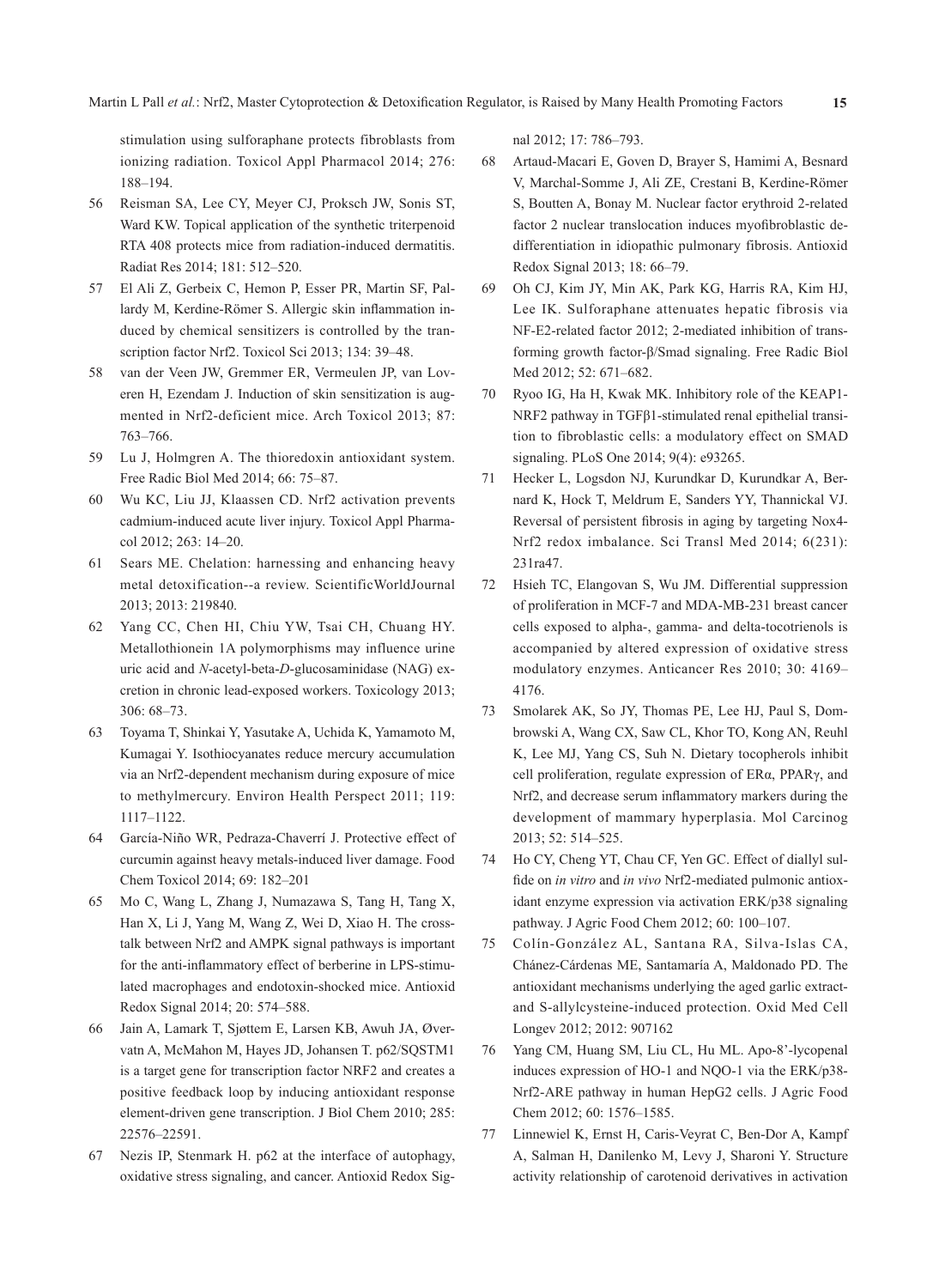stimulation using sulforaphane protects fibroblasts from ionizing radiation. Toxicol Appl Pharmacol 2014; 276: 188–194.

56 Reisman SA, Lee CY, Meyer CJ, Proksch JW, Sonis ST, Ward KW. Topical application of the synthetic triterpenoid RTA 408 protects mice from radiation-induced dermatitis. Radiat Res 2014; 181: 512–520.

57 El Ali Z, Gerbeix C, Hemon P, Esser PR, Martin SF, Pallardy M, Kerdine-Römer S. Allergic skin inflammation induced by chemical sensitizers is controlled by the transcription factor Nrf2. Toxicol Sci 2013; 134: 39–48.

58 van der Veen JW, Gremmer ER, Vermeulen JP, van Loveren H, Ezendam J. Induction of skin sensitization is augmented in Nrf2-deficient mice. Arch Toxicol 2013; 87: 763–766.

59 Lu J, Holmgren A. The thioredoxin antioxidant system. Free Radic Biol Med 2014; 66: 75–87.

60 Wu KC, Liu JJ, Klaassen CD. Nrf2 activation prevents cadmium-induced acute liver injury. Toxicol Appl Pharmacol 2012; 263: 14–20.

61 Sears ME. Chelation: harnessing and enhancing heavy metal detoxification--a review. ScientificWorldJournal 2013; 2013: 219840.

62 Yang CC, Chen HI, Chiu YW, Tsai CH, Chuang HY. Metallothionein 1A polymorphisms may influence urine uric acid and *N*-acetyl-beta-*D*-glucosaminidase (NAG) excretion in chronic lead-exposed workers. Toxicology 2013; 306: 68–73.

63 Toyama T, Shinkai Y, Yasutake A, Uchida K, Yamamoto M, Kumagai Y. Isothiocyanates reduce mercury accumulation via an Nrf2-dependent mechanism during exposure of mice to methylmercury. Environ Health Perspect 2011; 119: 1117–1122.

64 García-Niño WR, Pedraza-Chaverrí J. Protective effect of curcumin against heavy metals-induced liver damage. Food Chem Toxicol 2014; 69: 182–201

65 Mo C, Wang L, Zhang J, Numazawa S, Tang H, Tang X, Han X, Li J, Yang M, Wang Z, Wei D, Xiao H. The crosstalk between Nrf2 and AMPK signal pathways is important for the anti-inflammatory effect of berberine in LPS-stimulated macrophages and endotoxin-shocked mice. Antioxid Redox Signal 2014; 20: 574–588.

66 Jain A, Lamark T, Sjøttem E, Larsen KB, Awuh JA, Øvervatn A, McMahon M, Hayes JD, Johansen T. p62/SQSTM1 is a target gene for transcription factor NRF2 and creates a positive feedback loop by inducing antioxidant response element-driven gene transcription. J Biol Chem 2010; 285: 22576–22591.

67 Nezis IP, Stenmark H. p62 at the interface of autophagy, oxidative stress signaling, and cancer. Antioxid Redox Signal 2012; 17: 786–793.

68 Artaud-Macari E, Goven D, Brayer S, Hamimi A, Besnard V, Marchal-Somme J, Ali ZE, Crestani B, Kerdine-Römer S, Boutten A, Bonay M. Nuclear factor erythroid 2-related factor 2 nuclear translocation induces myofibroblastic dedifferentiation in idiopathic pulmonary fibrosis. Antioxid Redox Signal 2013; 18: 66–79.

69 Oh CJ, Kim JY, Min AK, Park KG, Harris RA, Kim HJ, Lee IK. Sulforaphane attenuates hepatic fibrosis via NF-E2-related factor 2012; 2-mediated inhibition of transforming growth factor-β/Smad signaling. Free Radic Biol Med 2012; 52: 671–682.

70 Ryoo IG, Ha H, Kwak MK. Inhibitory role of the KEAP1-NRF2 pathway in TGFβ1-stimulated renal epithelial transition to fibroblastic cells: a modulatory effect on SMAD signaling. PLoS One 2014; 9(4): e93265.

71 Hecker L, Logsdon NJ, Kurundkar D, Kurundkar A, Bernard K, Hock T, Meldrum E, Sanders YY, Thannickal VJ. Reversal of persistent fibrosis in aging by targeting Nox4-Nrf2 redox imbalance. Sci Transl Med 2014; 6(231): 231ra47.

72 Hsieh TC, Elangovan S, Wu JM. Differential suppression of proliferation in MCF-7 and MDA-MB-231 breast cancer cells exposed to alpha-, gamma- and delta-tocotrienols is accompanied by altered expression of oxidative stress modulatory enzymes. Anticancer Res 2010; 30: 4169–4176.

73 Smolarek AK, So JY, Thomas PE, Lee HJ, Paul S, Dombrowski A, Wang CX, Saw CL, Khor TO, Kong AN, Reuhl K, Lee MJ, Yang CS, Suh N. Dietary tocopherols inhibit cell proliferation, regulate expression of ERα, PPARγ, and Nrf2, and decrease serum inflammatory markers during the development of mammary hyperplasia. Mol Carcinog 2013; 52: 514–525.

74 Ho CY, Cheng YT, Chau CF, Yen GC. Effect of diallyl sulfide on *in vitro* and *in vivo* Nrf2-mediated pulmonic antioxidant enzyme expression via activation ERK/p38 signaling pathway. J Agric Food Chem 2012; 60: 100–107.

75 Colín-González AL, Santana RA, Silva-Islas CA, Chánez-Cárdenas ME, Santamaría A, Maldonado PD. The antioxidant mechanisms underlying the aged garlic extract- and S-allylcysteine-induced protection. Oxid Med Cell Longev 2012; 2012: 907162

76 Yang CM, Huang SM, Liu CL, Hu ML. Apo-8'-lycopenal induces expression of HO-1 and NQO-1 via the ERK/p38-Nrf2-ARE pathway in human HepG2 cells. J Agric Food Chem 2012; 60: 1576–1585.

77 Linnewiel K, Ernst H, Caris-Veyrat C, Ben-Dor A, Kampf A, Salman H, Danilenko M, Levy J, Sharoni Y. Structure activity relationship of carotenoid derivatives in activation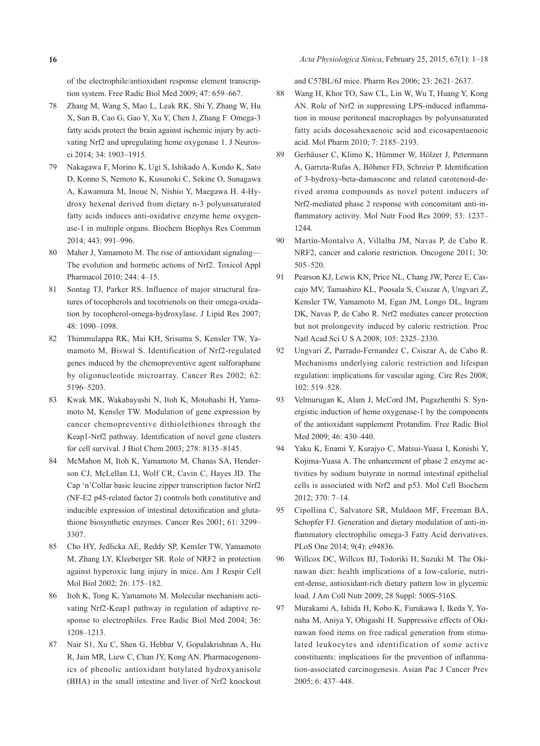of the electrophile/antioxidant response element transcription system. Free Radic Biol Med 2009; 47: 659–667.

78 Zhang M, Wang S, Mao L, Leak RK, Shi Y, Zhang W, Hu X, Sun B, Cao G, Gao Y, Xu Y, Chen J, Zhang F. Omega-3 fatty acids protect the brain against ischemic injury by activating Nrf2 and upregulating heme oxygenase 1. J Neurosci 2014; 34: 1903–1915.

79 Nakagawa F, Morino K, Ugi S, Ishikado A, Kondo K, Sato D, Konno S, Nemoto K, Kusunoki C, Sekine O, Sunagawa A, Kawamura M, Inoue N, Nishio Y, Maegawa H. 4-Hydroxy hexenal derived from dietary n-3 polyunsaturated fatty acids induces anti-oxidative enzyme heme oxygenase-1 in multiple organs. Biochem Biophys Res Commun 2014; 443: 991–996.

80 Maher J, Yamamoto M. The rise of antioxidant signaling—The evolution and hormetic actions of Nrf2. Toxicol Appl Pharmacol 2010; 244: 4–15.

81 Sontag TJ, Parker RS. Influence of major structural features of tocopherols and tocotrienols on their omega-oxidation by tocopherol-omega-hydroxylase. J Lipid Res 2007; 48: 1090–1098.

82 Thimmulappa RK, Mai KH, Srisuma S, Kensler TW, Yamamoto M, Biswal S. Identification of Nrf2-regulated genes induced by the chemopreventive agent sulforaphane by oligonucleotide microarray. Cancer Res 2002; 62: 5196–5203.

83 Kwak MK, Wakabayashi N, Itoh K, Motohashi H, Yamamoto M, Kensler TW. Modulation of gene expression by cancer chemopreventive dithiolethiones through the Keap1-Nrf2 pathway. Identification of novel gene clusters for cell survival. J Biol Chem 2003; 278: 8135–8145.

84 McMahon M, Itoh K, Yamamoto M, Chanas SA, Henderson CJ, McLellan LI, Wolf CR, Cavin C, Hayes JD. The Cap 'n'Collar basic leucine zipper transcription factor Nrf2 (NF-E2 p45-related factor 2) controls both constitutive and inducible expression of intestinal detoxification and glutathione biosynthetic enzymes. Cancer Res 2001; 61: 3299–3307.

85 Cho HY, Jedlicka AE, Reddy SP, Kensler TW, Yamamoto M, Zhang LY, Kleeberger SR. Role of NRF2 in protection against hyperoxic lung injury in mice. Am J Respir Cell Mol Biol 2002; 26: 175–182.

86 Itoh K, Tong K, Yamamoto M. Molecular mechanism activating Nrf2-Keap1 pathway in regulation of adaptive response to electrophiles. Free Radic Biol Med 2004; 36: 1208–1213.

87 Nair S1, Xu C, Shen G, Hebbar V, Gopalakrishnan A, Hu R, Jain MR, Liew C, Chan JY, Kong AN. Pharmacogenomics of phenolic antioxidant butylated hydroxyanisole (BHA) in the small intestine and liver of Nrf2 knockout and C57BL/6J mice. Pharm Res 2006; 23: 2621–2637.

88 Wang H, Khor TO, Saw CL, Lin W, Wu T, Huang Y, Kong AN. Role of Nrf2 in suppressing LPS-induced inflammation in mouse peritoneal macrophages by polyunsaturated fatty acids docosahexaenoic acid and eicosapentaenoic acid. Mol Pharm 2010; 7: 2185–2193.

89 Gerhäuser C, Klimo K, Hümmer W, Hölzer J, Petermann A, Garreta-Rufas A, Böhmer FD, Schreier P. Identification of 3-hydroxy-beta-damascone and related carotenoid-derived aroma compounds as novel potent inducers of Nrf2-mediated phase 2 response with concomitant anti-inflammatory activity. Mol Nutr Food Res 2009; 53: 1237–1244.

90 Martín-Montalvo A, Villalba JM, Navas P, de Cabo R. NRF2, cancer and calorie restriction. Oncogene 2011; 30: 505–520.

91 Pearson KJ, Lewis KN, Price NL, Chang JW, Perez E, Cascajo MV, Tamashiro KL, Poosala S, Csiszar A, Ungvari Z, Kensler TW, Yamamoto M, Egan JM, Longo DL, Ingram DK, Navas P, de Cabo R. Nrf2 mediates cancer protection but not prolongevity induced by caloric restriction. Proc Natl Acad Sci U S A 2008; 105: 2325–2330.

92 Ungvari Z, Parrado-Fernandez C, Csiszar A, de Cabo R. Mechanisms underlying caloric restriction and lifespan regulation: implications for vascular aging. Circ Res 2008; 102: 519–528.

93 Velmurugan K, Alam J, McCord JM, Pugazhenthi S. Synergistic induction of heme oxygenase-1 by the components of the antioxidant supplement Protandim. Free Radic Biol Med 2009; 46: 430–440.

94 Yaku K, Enami Y, Kurajyo C, Matsui-Yuasa I, Konishi Y, Kojima-Yuasa A. The enhancement of phase 2 enzyme activities by sodium butyrate in normal intestinal epithelial cells is associated with Nrf2 and p53. Mol Cell Biochem 2012; 370: 7–14.

95 Cipollina C, Salvatore SR, Muldoon MF, Freeman BA, Schopfer FJ. Generation and dietary modulation of anti-inflammatory electrophilic omega-3 Fatty Acid derivatives. PLoS One 2014; 9(4): e94836.

96 Willcox DC, Willcox BJ, Todoriki H, Suzuki M. The Okinawan diet: health implications of a low-calorie, nutrient-dense, antioxidant-rich dietary pattern low in glycemic load. J Am Coll Nutr 2009; 28 Suppl: 500S-516S.

97 Murakami A, Ishida H, Kobo K, Furukawa I, Ikeda Y, Yonaha M, Aniya Y, Ohigashi H. Suppressive effects of Okinawan food items on free radical generation from stimulated leukocytes and identification of some active constituents: implications for the prevention of inflammation-associated carcinogenesis. Asian Pac J Cancer Prev 2005; 6: 437–448.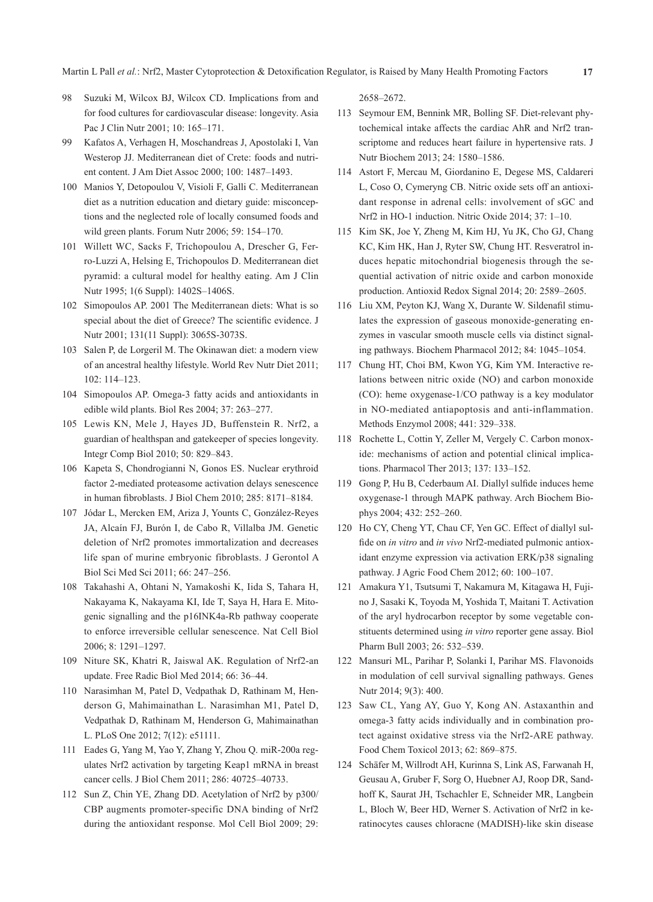98 Suzuki M, Wilcox BJ, Wilcox CD. Implications from and for food cultures for cardiovascular disease: longevity. Asia Pac J Clin Nutr 2001; 10: 165–171.

99 Kafatos A, Verhagen H, Moschandreas J, Apostolaki I, Van Westerop JJ. Mediterranean diet of Crete: foods and nutrient content. J Am Diet Assoc 2000; 100: 1487–1493.

100 Manios Y, Detopoulou V, Visioli F, Galli C. Mediterranean diet as a nutrition education and dietary guide: misconceptions and the neglected role of locally consumed foods and wild green plants. Forum Nutr 2006; 59: 154–170.

101 Willett WC, Sacks F, Trichopoulou A, Drescher G, Ferro-Luzzi A, Helsing E, Trichopoulos D. Mediterranean diet pyramid: a cultural model for healthy eating. Am J Clin Nutr 1995; 1(6 Suppl): 1402S–1406S.

102 Simopoulos AP. 2001 The Mediterranean diets: What is so special about the diet of Greece? The scientific evidence. J Nutr 2001; 131(11 Suppl): 3065S-3073S.

103 Salen P, de Lorgeril M. The Okinawan diet: a modern view of an ancestral healthy lifestyle. World Rev Nutr Diet 2011; 102: 114–123.

104 Simopoulos AP. Omega-3 fatty acids and antioxidants in edible wild plants. Biol Res 2004; 37: 263–277.

105 Lewis KN, Mele J, Hayes JD, Buffenstein R. Nrf2, a guardian of healthspan and gatekeeper of species longevity. Integr Comp Biol 2010; 50: 829–843.

106 Kapeta S, Chondrogianni N, Gonos ES. Nuclear erythroid factor 2-mediated proteasome activation delays senescence in human fibroblasts. J Biol Chem 2010; 285: 8171–8184.

107 Jódar L, Mercken EM, Ariza J, Younts C, González-Reyes JA, Alcaín FJ, Burón I, de Cabo R, Villalba JM. Genetic deletion of Nrf2 promotes immortalization and decreases life span of murine embryonic fibroblasts. J Gerontol A Biol Sci Med Sci 2011; 66: 247–256.

108 Takahashi A, Ohtani N, Yamakoshi K, Iida S, Tahara H, Nakayama K, Nakayama KI, Ide T, Saya H, Hara E. Mitogenic signalling and the p16INK4a-Rb pathway cooperate to enforce irreversible cellular senescence. Nat Cell Biol 2006; 8: 1291–1297.

109 Niture SK, Khatri R, Jaiswal AK. Regulation of Nrf2-an update. Free Radic Biol Med 2014; 66: 36–44.

110 Narasimhan M, Patel D, Vedpathak D, Rathinam M, Henderson G, Mahimainathan L. Narasimhan M1, Patel D, Vedpathak D, Rathinam M, Henderson G, Mahimainathan L. PLoS One 2012; 7(12): e51111.

111 Eades G, Yang M, Yao Y, Zhang Y, Zhou Q. miR-200a regulates Nrf2 activation by targeting Keap1 mRNA in breast cancer cells. J Biol Chem 2011; 286: 40725–40733.

112 Sun Z, Chin YE, Zhang DD. Acetylation of Nrf2 by p300/CBP augments promoter-specific DNA binding of Nrf2 during the antioxidant response. Mol Cell Biol 2009; 29: 2658–2672.

113 Seymour EM, Bennink MR, Bolling SF. Diet-relevant phytochemical intake affects the cardiac AhR and Nrf2 transcriptome and reduces heart failure in hypertensive rats. J Nutr Biochem 2013; 24: 1580–1586.

114 Astort F, Mercau M, Giordanino E, Degese MS, Caldareri L, Coso O, Cymeryng CB. Nitric oxide sets off an antioxidant response in adrenal cells: involvement of sGC and Nrf2 in HO-1 induction. Nitric Oxide 2014; 37: 1–10.

115 Kim SK, Joe Y, Zheng M, Kim HJ, Yu JK, Cho GJ, Chang KC, Kim HK, Han J, Ryter SW, Chung HT. Resveratrol induces hepatic mitochondrial biogenesis through the sequential activation of nitric oxide and carbon monoxide production. Antioxid Redox Signal 2014; 20: 2589–2605.

116 Liu XM, Peyton KJ, Wang X, Durante W. Sildenafil stimulates the expression of gaseous monoxide-generating enzymes in vascular smooth muscle cells via distinct signaling pathways. Biochem Pharmacol 2012; 84: 1045–1054.

117 Chung HT, Choi BM, Kwon YG, Kim YM. Interactive relations between nitric oxide (NO) and carbon monoxide (CO): heme oxygenase-1/CO pathway is a key modulator in NO-mediated antiapoptosis and anti-inflammation. Methods Enzymol 2008; 441: 329–338.

118 Rochette L, Cottin Y, Zeller M, Vergely C. Carbon monoxide: mechanisms of action and potential clinical implications. Pharmacol Ther 2013; 137: 133–152.

119 Gong P, Hu B, Cederbaum AI. Diallyl sulfide induces heme oxygenase-1 through MAPK pathway. Arch Biochem Biophys 2004; 432: 252–260.

120 Ho CY, Cheng YT, Chau CF, Yen GC. Effect of diallyl sulfide on *in vitro* and *in vivo* Nrf2-mediated pulmonic antioxidant enzyme expression via activation ERK/p38 signaling pathway. J Agric Food Chem 2012; 60: 100–107.

121 Amakura Y1, Tsutsumi T, Nakamura M, Kitagawa H, Fujino J, Sasaki K, Toyoda M, Yoshida T, Maitani T. Activation of the aryl hydrocarbon receptor by some vegetable constituents determined using *in vitro* reporter gene assay. Biol Pharm Bull 2003; 26: 532–539.

122 Mansuri ML, Parihar P, Solanki I, Parihar MS. Flavonoids in modulation of cell survival signalling pathways. Genes Nutr 2014; 9(3): 400.

123 Saw CL, Yang AY, Guo Y, Kong AN. Astaxanthin and omega-3 fatty acids individually and in combination protect against oxidative stress via the Nrf2-ARE pathway. Food Chem Toxicol 2013; 62: 869–875.

124 Schäfer M, Willrodt AH, Kurinna S, Link AS, Farwanah H, Geusau A, Gruber F, Sorg O, Huebner AJ, Roop DR, Sandhoff K, Saurat JH, Tschachler E, Schneider MR, Langbein L, Bloch W, Beer HD, Werner S. Activation of Nrf2 in keratinocytes causes chloracne (MADISH)-like skin disease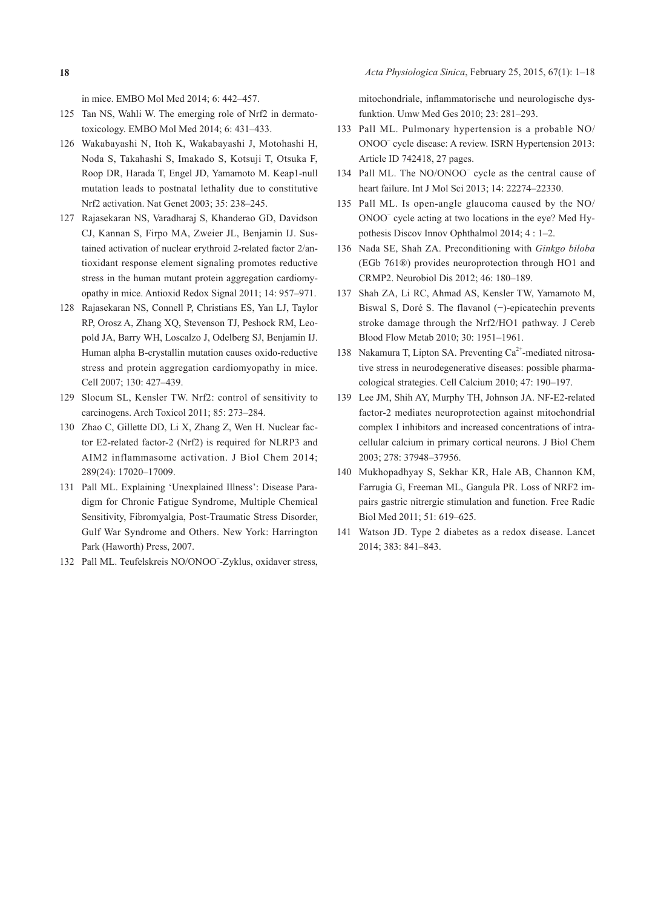in mice. EMBO Mol Med 2014; 6: 442–457.

125 Tan NS, Wahli W. The emerging role of Nrf2 in dermatotoxicology. EMBO Mol Med 2014; 6: 431–433.

126 Wakabayashi N, Itoh K, Wakabayashi J, Motohashi H, Noda S, Takahashi S, Imakado S, Kotsuji T, Otsuka F, Roop DR, Harada T, Engel JD, Yamamoto M. Keap1-null mutation leads to postnatal lethality due to constitutive Nrf2 activation. Nat Genet 2003; 35: 238–245.

127 Rajasekaran NS, Varadharaj S, Khanderao GD, Davidson CJ, Kannan S, Firpo MA, Zweier JL, Benjamin IJ. Sustained activation of nuclear erythroid 2-related factor 2/antioxidant response element signaling promotes reductive stress in the human mutant protein aggregation cardiomyopathy in mice. Antioxid Redox Signal 2011; 14: 957–971.

128 Rajasekaran NS, Connell P, Christians ES, Yan LJ, Taylor RP, Orosz A, Zhang XQ, Stevenson TJ, Peshock RM, Leopold JA, Barry WH, Loscalzo J, Odelberg SJ, Benjamin IJ. Human alpha B-crystallin mutation causes oxido-reductive stress and protein aggregation cardiomyopathy in mice. Cell 2007; 130: 427–439.

129 Slocum SL, Kensler TW. Nrf2: control of sensitivity to carcinogens. Arch Toxicol 2011; 85: 273–284.

130 Zhao C, Gillette DD, Li X, Zhang Z, Wen H. Nuclear factor E2-related factor-2 (Nrf2) is required for NLRP3 and AIM2 inflammasome activation. J Biol Chem 2014; 289(24): 17020–17009.

131 Pall ML. Explaining 'Unexplained Illness': Disease Paradigm for Chronic Fatigue Syndrome, Multiple Chemical Sensitivity, Fibromyalgia, Post-Traumatic Stress Disorder, Gulf War Syndrome and Others. New York: Harrington Park (Haworth) Press, 2007.

132 Pall ML. Teufelskreis NO/ONOO$^-$-Zyklus, oxidaver stress, mitochondriale, inflammatorische und neurologische dysfunktion. Umw Med Ges 2010; 23: 281–293.

133 Pall ML. Pulmonary hypertension is a probable NO/ONOO$^-$ cycle disease: A review. ISRN Hypertension 2013: Article ID 742418, 27 pages.

134 Pall ML. The NO/ONOO$^-$ cycle as the central cause of heart failure. Int J Mol Sci 2013; 14: 22274–22330.

135 Pall ML. Is open-angle glaucoma caused by the NO/ONOO$^-$ cycle acting at two locations in the eye? Med Hypothesis Discov Innov Ophthalmol 2014; 4 : 1–2.

136 Nada SE, Shah ZA. Preconditioning with *Ginkgo biloba* (EGb 761®) provides neuroprotection through HO1 and CRMP2. Neurobiol Dis 2012; 46: 180–189.

137 Shah ZA, Li RC, Ahmad AS, Kensler TW, Yamamoto M, Biswal S, Doré S. The flavanol (−)-epicatechin prevents stroke damage through the Nrf2/HO1 pathway. J Cereb Blood Flow Metab 2010; 30: 1951–1961.

138 Nakamura T, Lipton SA. Preventing $Ca^{2+}$-mediated nitrosative stress in neurodegenerative diseases: possible pharmacological strategies. Cell Calcium 2010; 47: 190–197.

139 Lee JM, Shih AY, Murphy TH, Johnson JA. NF-E2-related factor-2 mediates neuroprotection against mitochondrial complex I inhibitors and increased concentrations of intracellular calcium in primary cortical neurons. J Biol Chem 2003; 278: 37948–37956.

140 Mukhopadhyay S, Sekhar KR, Hale AB, Channon KM, Farrugia G, Freeman ML, Gangula PR. Loss of NRF2 impairs gastric nitrergic stimulation and function. Free Radic Biol Med 2011; 51: 619–625.

141 Watson JD. Type 2 diabetes as a redox disease. Lancet 2014; 383: 841–843.